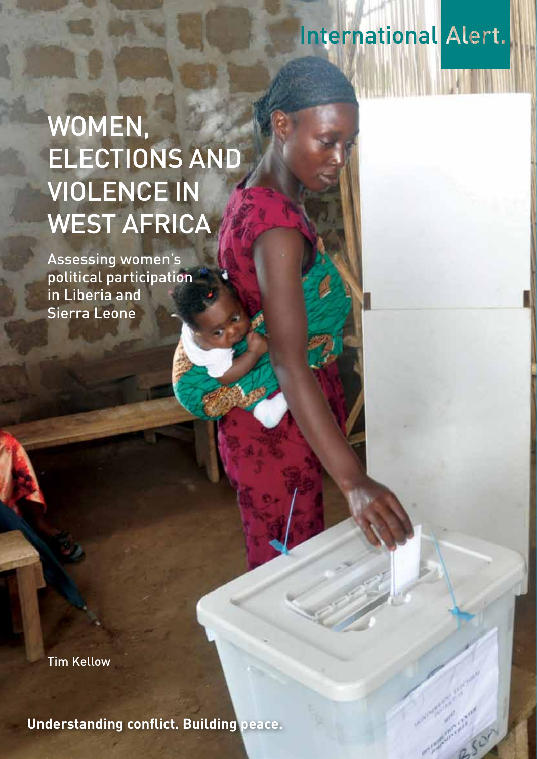International Alert.

# WOMEN, ELECTIONS AND VIOLENCE IN WEST AFRICA

## Assessing women's political participation in Liberia and Sierra Leone

Tim Kellow

**Understanding conflict. Building peace.**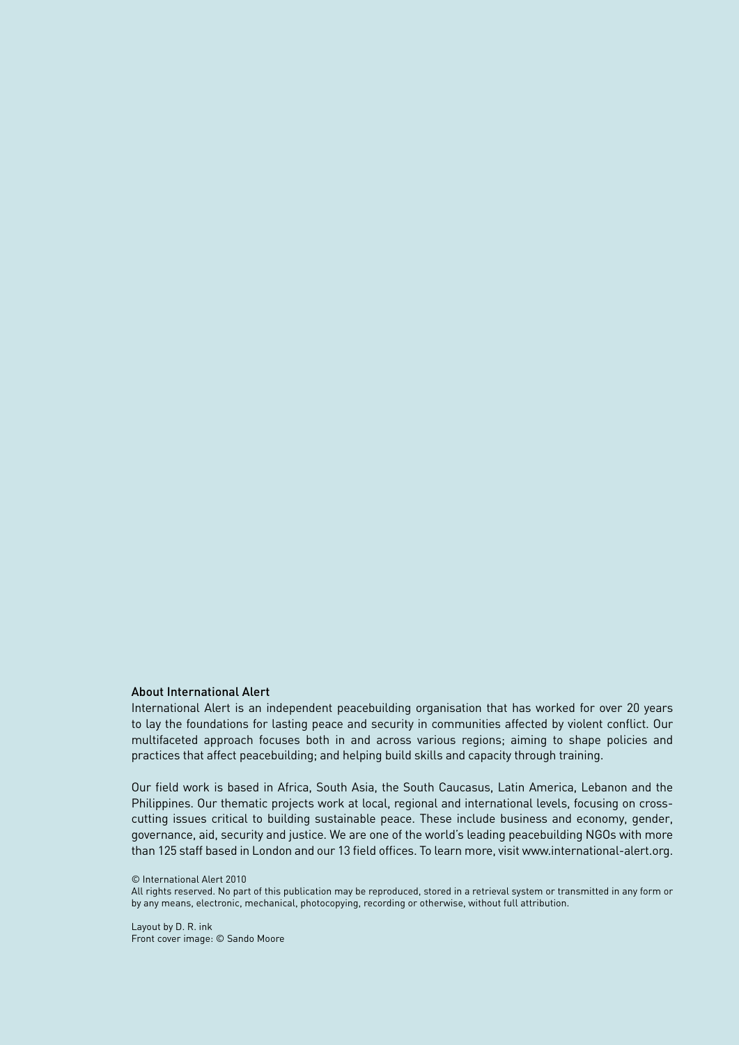### About International Alert

International Alert is an independent peacebuilding organisation that has worked for over 20 years to lay the foundations for lasting peace and security in communities affected by violent conflict. Our multifaceted approach focuses both in and across various regions; aiming to shape policies and practices that affect peacebuilding; and helping build skills and capacity through training.

Our field work is based in Africa, South Asia, the South Caucasus, Latin America, Lebanon and the Philippines. Our thematic projects work at local, regional and international levels, focusing on cross-cutting issues critical to building sustainable peace. These include business and economy, gender, governance, aid, security and justice. We are one of the world's leading peacebuilding NGOs with more than 125 staff based in London and our 13 field offices. To learn more, visit www.international-alert.org.

© International Alert 2010
All rights reserved. No part of this publication may be reproduced, stored in a retrieval system or transmitted in any form or by any means, electronic, mechanical, photocopying, recording or otherwise, without full attribution.

Layout by D. R. ink
Front cover image: © Sando Moore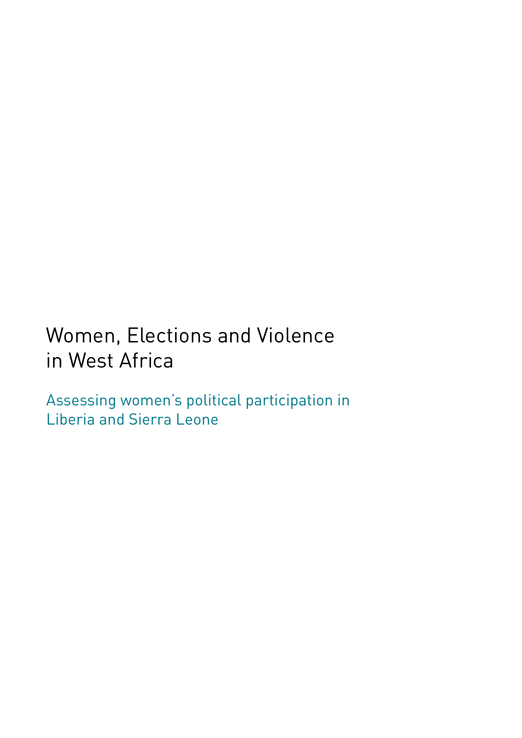# Women, Elections and Violence in West Africa

## Assessing women's political participation in Liberia and Sierra Leone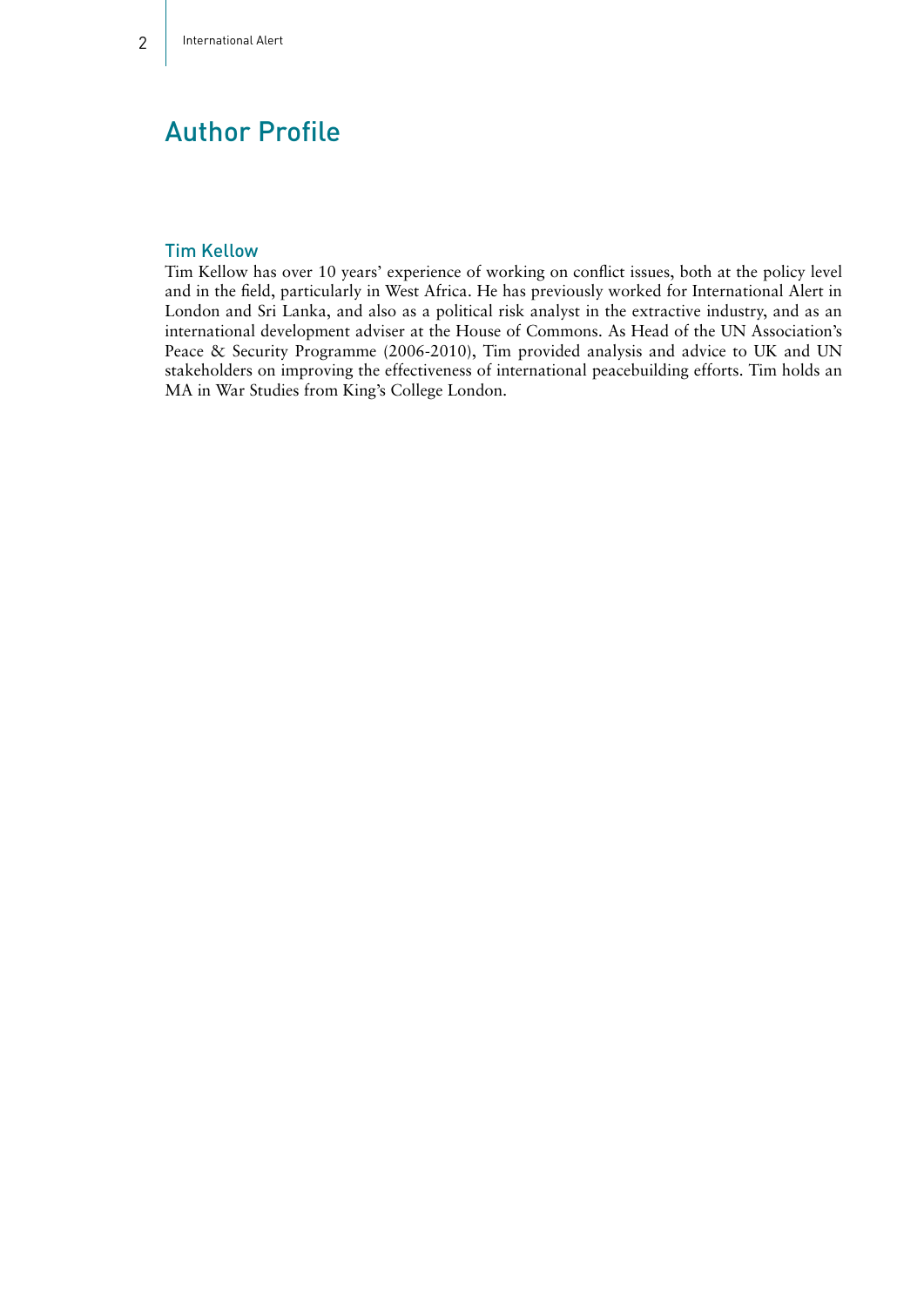# Author Profile

## Tim Kellow

Tim Kellow has over 10 years' experience of working on conflict issues, both at the policy level and in the field, particularly in West Africa. He has previously worked for International Alert in London and Sri Lanka, and also as a political risk analyst in the extractive industry, and as an international development adviser at the House of Commons. As Head of the UN Association's Peace & Security Programme (2006-2010), Tim provided analysis and advice to UK and UN stakeholders on improving the effectiveness of international peacebuilding efforts. Tim holds an MA in War Studies from King's College London.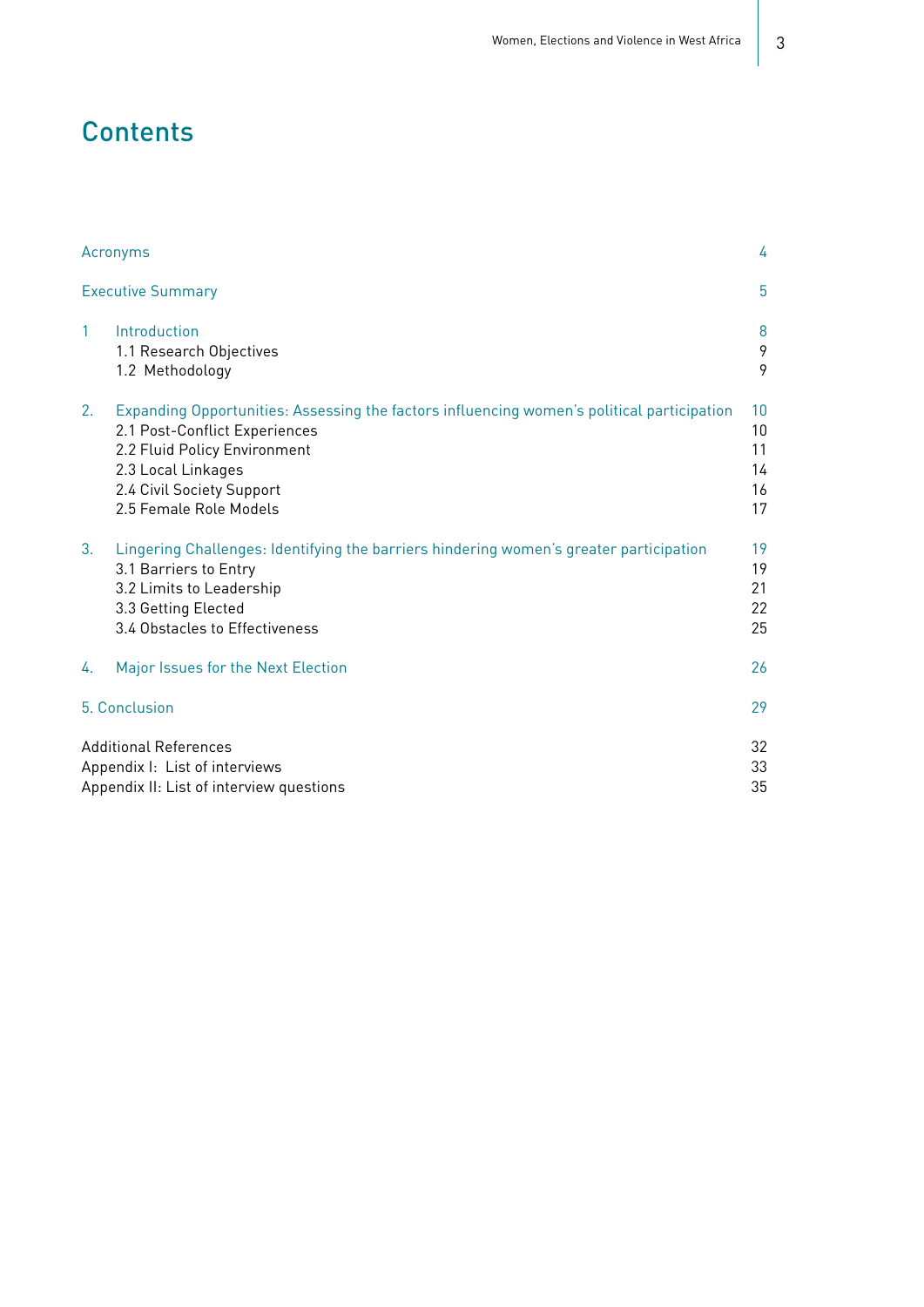# Contents

| | | |
|---|---|---|
| Acronyms | | 4 |
| Executive Summary | | 5 |
| 1 | Introduction | 8 |
| | 1.1 Research Objectives | 9 |
| | 1.2 Methodology | 9 |
| 2. | Expanding Opportunities: Assessing the factors influencing women's political participation | 10 |
| | 2.1 Post-Conflict Experiences | 10 |
| | 2.2 Fluid Policy Environment | 11 |
| | 2.3 Local Linkages | 14 |
| | 2.4 Civil Society Support | 16 |
| | 2.5 Female Role Models | 17 |
| 3. | Lingering Challenges: Identifying the barriers hindering women's greater participation | 19 |
| | 3.1 Barriers to Entry | 19 |
| | 3.2 Limits to Leadership | 21 |
| | 3.3 Getting Elected | 22 |
| | 3.4 Obstacles to Effectiveness | 25 |
| 4. | Major Issues for the Next Election | 26 |
| 5. Conclusion | | 29 |
| Additional References | | 32 |
| Appendix I: List of interviews | | 33 |
| Appendix II: List of interview questions | | 35 |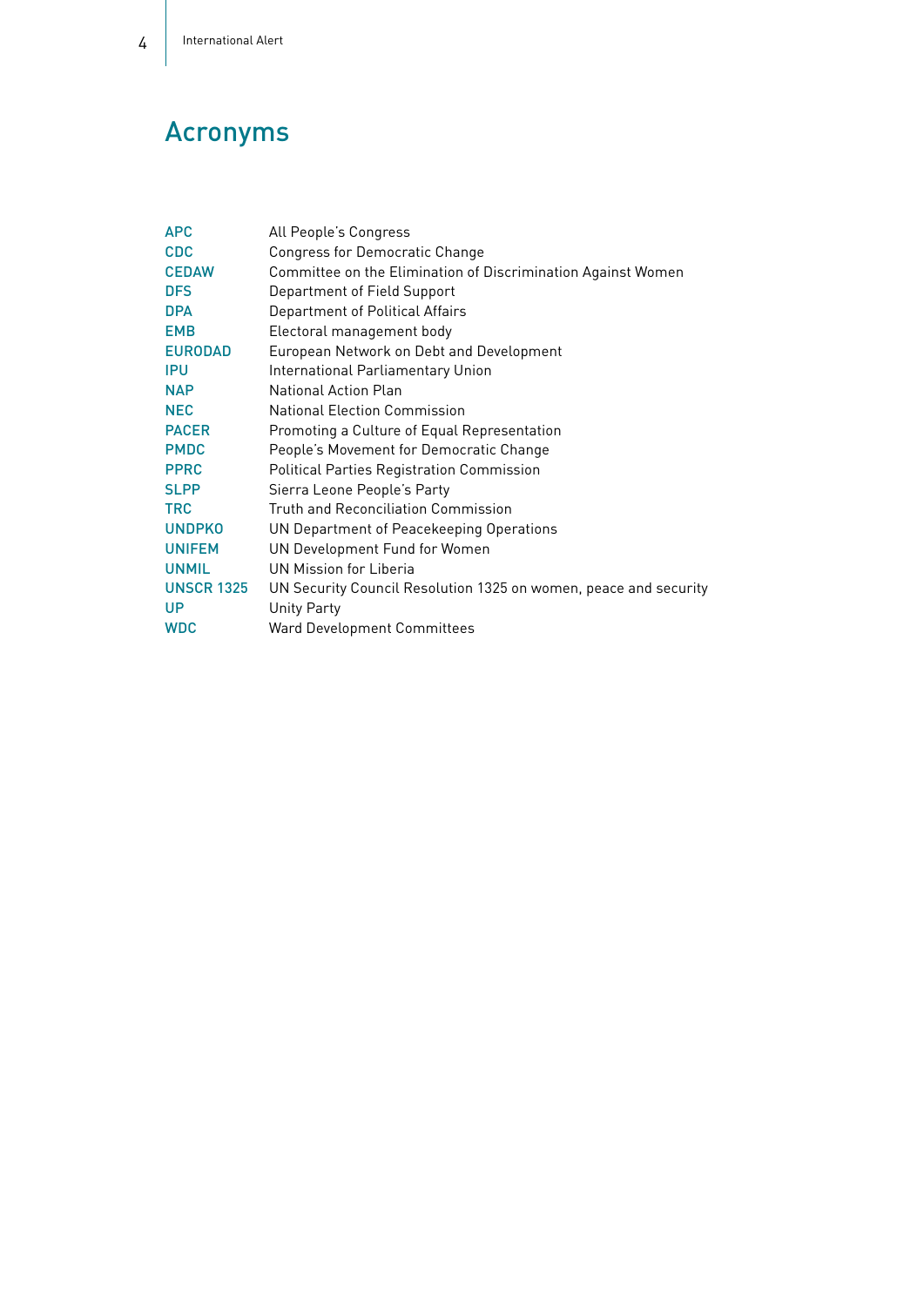# Acronyms

| | |
|---|---|
| APC | All People's Congress |
| CDC | Congress for Democratic Change |
| CEDAW | Committee on the Elimination of Discrimination Against Women |
| DFS | Department of Field Support |
| DPA | Department of Political Affairs |
| EMB | Electoral management body |
| EURODAD | European Network on Debt and Development |
| IPU | International Parliamentary Union |
| NAP | National Action Plan |
| NEC | National Election Commission |
| PACER | Promoting a Culture of Equal Representation |
| PMDC | People's Movement for Democratic Change |
| PPRC | Political Parties Registration Commission |
| SLPP | Sierra Leone People's Party |
| TRC | Truth and Reconciliation Commission |
| UNDPKO | UN Department of Peacekeeping Operations |
| UNIFEM | UN Development Fund for Women |
| UNMIL | UN Mission for Liberia |
| UNSCR 1325 | UN Security Council Resolution 1325 on women, peace and security |
| UP | Unity Party |
| WDC | Ward Development Committees |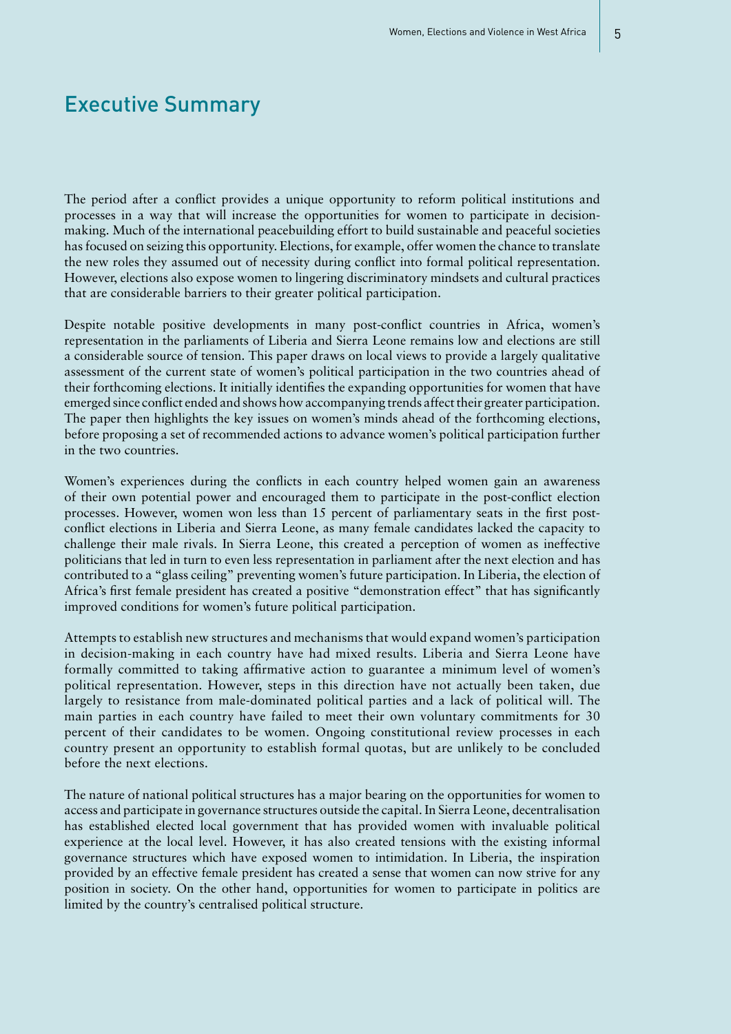## Executive Summary

The period after a conflict provides a unique opportunity to reform political institutions and processes in a way that will increase the opportunities for women to participate in decision-making. Much of the international peacebuilding effort to build sustainable and peaceful societies has focused on seizing this opportunity. Elections, for example, offer women the chance to translate the new roles they assumed out of necessity during conflict into formal political representation. However, elections also expose women to lingering discriminatory mindsets and cultural practices that are considerable barriers to their greater political participation.

Despite notable positive developments in many post-conflict countries in Africa, women's representation in the parliaments of Liberia and Sierra Leone remains low and elections are still a considerable source of tension. This paper draws on local views to provide a largely qualitative assessment of the current state of women's political participation in the two countries ahead of their forthcoming elections. It initially identifies the expanding opportunities for women that have emerged since conflict ended and shows how accompanying trends affect their greater participation. The paper then highlights the key issues on women's minds ahead of the forthcoming elections, before proposing a set of recommended actions to advance women's political participation further in the two countries.

Women's experiences during the conflicts in each country helped women gain an awareness of their own potential power and encouraged them to participate in the post-conflict election processes. However, women won less than 15 percent of parliamentary seats in the first post-conflict elections in Liberia and Sierra Leone, as many female candidates lacked the capacity to challenge their male rivals. In Sierra Leone, this created a perception of women as ineffective politicians that led in turn to even less representation in parliament after the next election and has contributed to a "glass ceiling" preventing women's future participation. In Liberia, the election of Africa's first female president has created a positive "demonstration effect" that has significantly improved conditions for women's future political participation.

Attempts to establish new structures and mechanisms that would expand women's participation in decision-making in each country have had mixed results. Liberia and Sierra Leone have formally committed to taking affirmative action to guarantee a minimum level of women's political representation. However, steps in this direction have not actually been taken, due largely to resistance from male-dominated political parties and a lack of political will. The main parties in each country have failed to meet their own voluntary commitments for 30 percent of their candidates to be women. Ongoing constitutional review processes in each country present an opportunity to establish formal quotas, but are unlikely to be concluded before the next elections.

The nature of national political structures has a major bearing on the opportunities for women to access and participate in governance structures outside the capital. In Sierra Leone, decentralisation has established elected local government that has provided women with invaluable political experience at the local level. However, it has also created tensions with the existing informal governance structures which have exposed women to intimidation. In Liberia, the inspiration provided by an effective female president has created a sense that women can now strive for any position in society. On the other hand, opportunities for women to participate in politics are limited by the country's centralised political structure.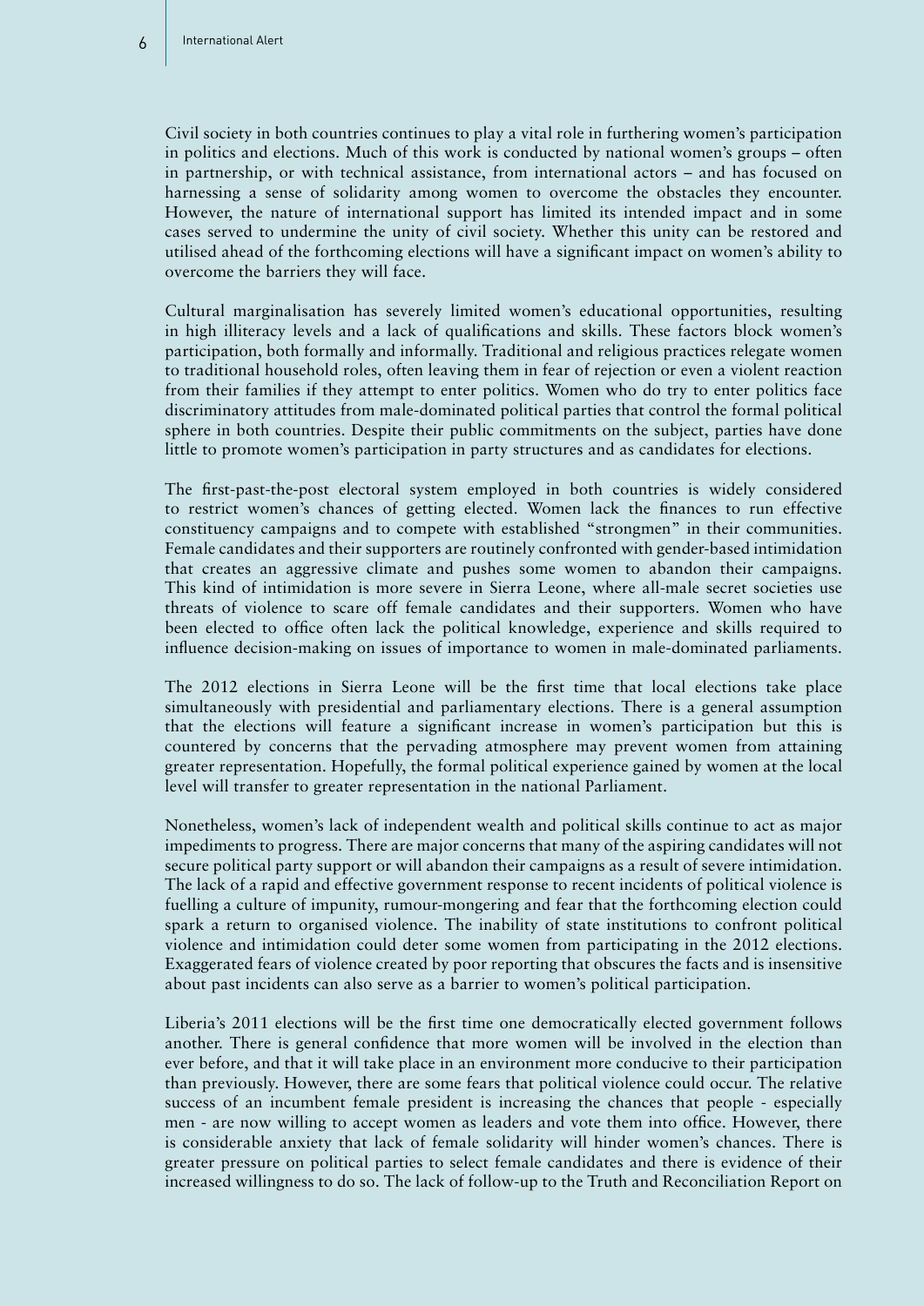Civil society in both countries continues to play a vital role in furthering women's participation in politics and elections. Much of this work is conducted by national women's groups – often in partnership, or with technical assistance, from international actors – and has focused on harnessing a sense of solidarity among women to overcome the obstacles they encounter. However, the nature of international support has limited its intended impact and in some cases served to undermine the unity of civil society. Whether this unity can be restored and utilised ahead of the forthcoming elections will have a significant impact on women's ability to overcome the barriers they will face.

Cultural marginalisation has severely limited women's educational opportunities, resulting in high illiteracy levels and a lack of qualifications and skills. These factors block women's participation, both formally and informally. Traditional and religious practices relegate women to traditional household roles, often leaving them in fear of rejection or even a violent reaction from their families if they attempt to enter politics. Women who do try to enter politics face discriminatory attitudes from male-dominated political parties that control the formal political sphere in both countries. Despite their public commitments on the subject, parties have done little to promote women's participation in party structures and as candidates for elections.

The first-past-the-post electoral system employed in both countries is widely considered to restrict women's chances of getting elected. Women lack the finances to run effective constituency campaigns and to compete with established "strongmen" in their communities. Female candidates and their supporters are routinely confronted with gender-based intimidation that creates an aggressive climate and pushes some women to abandon their campaigns. This kind of intimidation is more severe in Sierra Leone, where all-male secret societies use threats of violence to scare off female candidates and their supporters. Women who have been elected to office often lack the political knowledge, experience and skills required to influence decision-making on issues of importance to women in male-dominated parliaments.

The 2012 elections in Sierra Leone will be the first time that local elections take place simultaneously with presidential and parliamentary elections. There is a general assumption that the elections will feature a significant increase in women's participation but this is countered by concerns that the pervading atmosphere may prevent women from attaining greater representation. Hopefully, the formal political experience gained by women at the local level will transfer to greater representation in the national Parliament.

Nonetheless, women's lack of independent wealth and political skills continue to act as major impediments to progress. There are major concerns that many of the aspiring candidates will not secure political party support or will abandon their campaigns as a result of severe intimidation. The lack of a rapid and effective government response to recent incidents of political violence is fuelling a culture of impunity, rumour-mongering and fear that the forthcoming election could spark a return to organised violence. The inability of state institutions to confront political violence and intimidation could deter some women from participating in the 2012 elections. Exaggerated fears of violence created by poor reporting that obscures the facts and is insensitive about past incidents can also serve as a barrier to women's political participation.

Liberia's 2011 elections will be the first time one democratically elected government follows another. There is general confidence that more women will be involved in the election than ever before, and that it will take place in an environment more conducive to their participation than previously. However, there are some fears that political violence could occur. The relative success of an incumbent female president is increasing the chances that people - especially men - are now willing to accept women as leaders and vote them into office. However, there is considerable anxiety that lack of female solidarity will hinder women's chances. There is greater pressure on political parties to select female candidates and there is evidence of their increased willingness to do so. The lack of follow-up to the Truth and Reconciliation Report on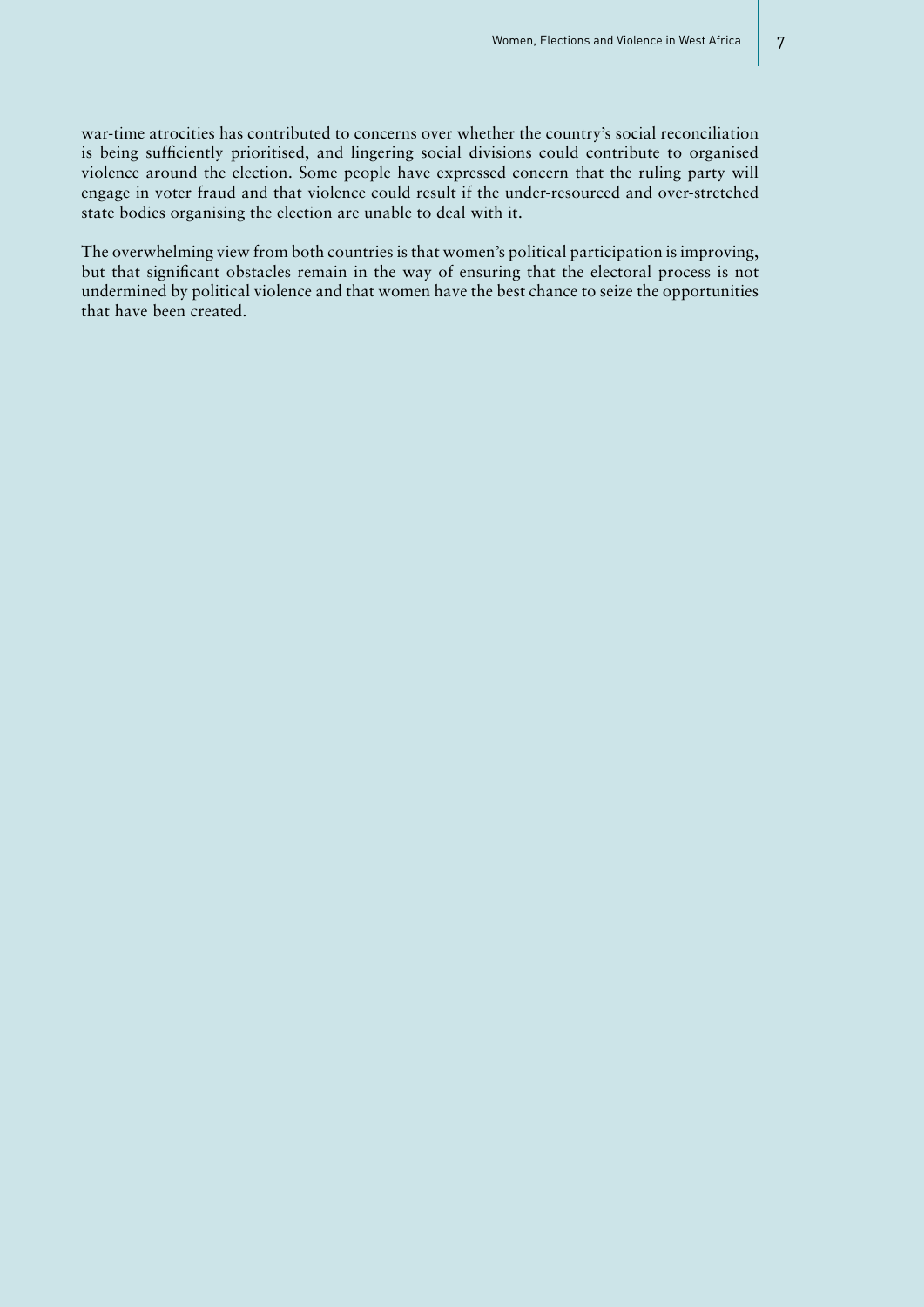war-time atrocities has contributed to concerns over whether the country's social reconciliation is being sufficiently prioritised, and lingering social divisions could contribute to organised violence around the election. Some people have expressed concern that the ruling party will engage in voter fraud and that violence could result if the under-resourced and over-stretched state bodies organising the election are unable to deal with it.

The overwhelming view from both countries is that women's political participation is improving, but that significant obstacles remain in the way of ensuring that the electoral process is not undermined by political violence and that women have the best chance to seize the opportunities that have been created.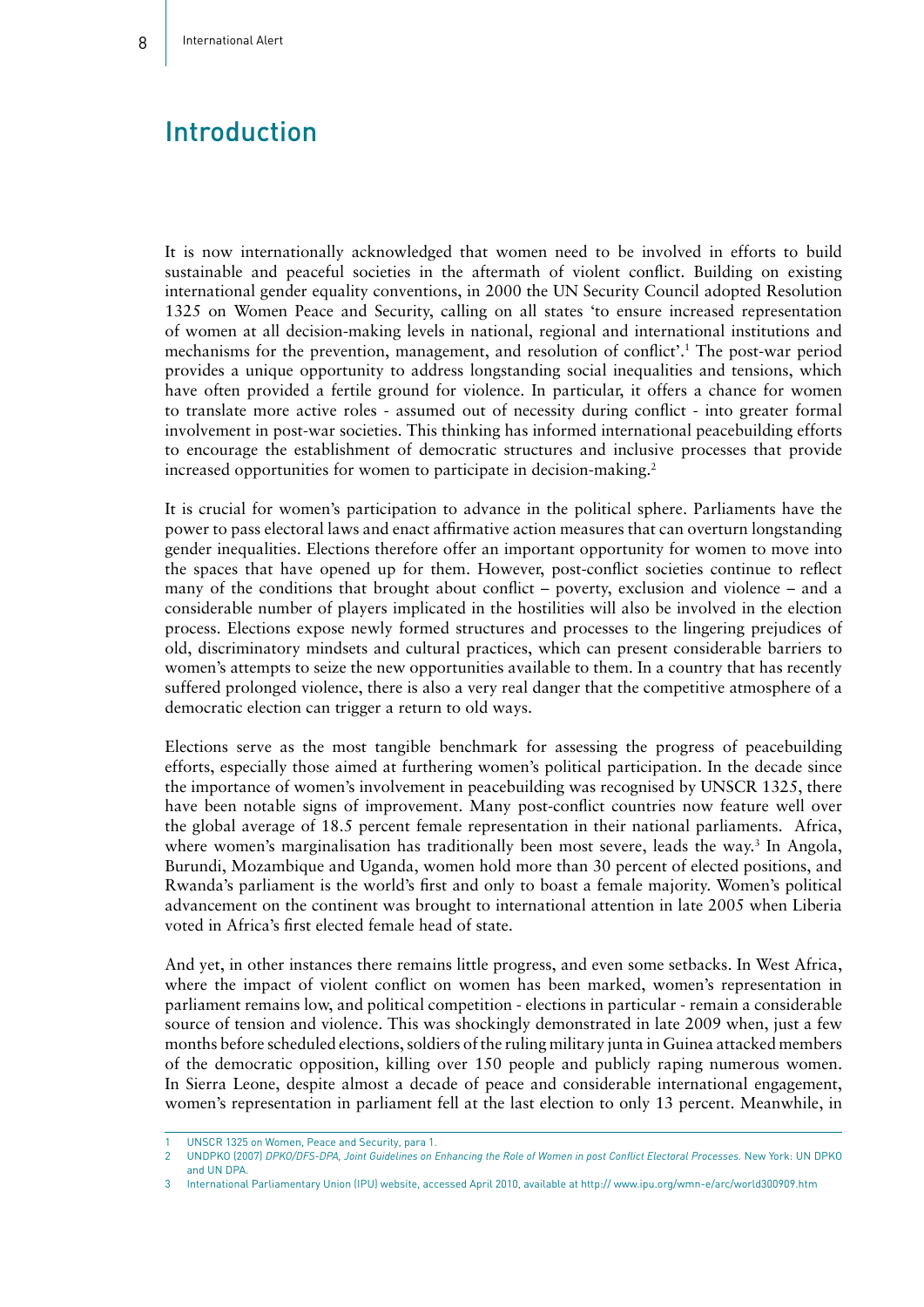# Introduction

It is now internationally acknowledged that women need to be involved in efforts to build sustainable and peaceful societies in the aftermath of violent conflict. Building on existing international gender equality conventions, in 2000 the UN Security Council adopted Resolution 1325 on Women Peace and Security, calling on all states 'to ensure increased representation of women at all decision-making levels in national, regional and international institutions and mechanisms for the prevention, management, and resolution of conflict'.[1] The post-war period provides a unique opportunity to address longstanding social inequalities and tensions, which have often provided a fertile ground for violence. In particular, it offers a chance for women to translate more active roles - assumed out of necessity during conflict - into greater formal involvement in post-war societies. This thinking has informed international peacebuilding efforts to encourage the establishment of democratic structures and inclusive processes that provide increased opportunities for women to participate in decision-making.[2]

It is crucial for women's participation to advance in the political sphere. Parliaments have the power to pass electoral laws and enact affirmative action measures that can overturn longstanding gender inequalities. Elections therefore offer an important opportunity for women to move into the spaces that have opened up for them. However, post-conflict societies continue to reflect many of the conditions that brought about conflict – poverty, exclusion and violence – and a considerable number of players implicated in the hostilities will also be involved in the election process. Elections expose newly formed structures and processes to the lingering prejudices of old, discriminatory mindsets and cultural practices, which can present considerable barriers to women's attempts to seize the new opportunities available to them. In a country that has recently suffered prolonged violence, there is also a very real danger that the competitive atmosphere of a democratic election can trigger a return to old ways.

Elections serve as the most tangible benchmark for assessing the progress of peacebuilding efforts, especially those aimed at furthering women's political participation. In the decade since the importance of women's involvement in peacebuilding was recognised by UNSCR 1325, there have been notable signs of improvement. Many post-conflict countries now feature well over the global average of 18.5 percent female representation in their national parliaments. Africa, where women's marginalisation has traditionally been most severe, leads the way.[3] In Angola, Burundi, Mozambique and Uganda, women hold more than 30 percent of elected positions, and Rwanda's parliament is the world's first and only to boast a female majority. Women's political advancement on the continent was brought to international attention in late 2005 when Liberia voted in Africa's first elected female head of state.

And yet, in other instances there remains little progress, and even some setbacks. In West Africa, where the impact of violent conflict on women has been marked, women's representation in parliament remains low, and political competition - elections in particular - remain a considerable source of tension and violence. This was shockingly demonstrated in late 2009 when, just a few months before scheduled elections, soldiers of the ruling military junta in Guinea attacked members of the democratic opposition, killing over 150 people and publicly raping numerous women. In Sierra Leone, despite almost a decade of peace and considerable international engagement, women's representation in parliament fell at the last election to only 13 percent. Meanwhile, in

---

1 UNSCR 1325 on Women, Peace and Security, para 1.

2 UNDPKO (2007) *DPKO/DFS-DPA, Joint Guidelines on Enhancing the Role of Women in post Conflict Electoral Processes.* New York: UN DPKO and UN DPA.

3 International Parliamentary Union (IPU) website, accessed April 2010, available at http:// www.ipu.org/wmn-e/arc/world300909.htm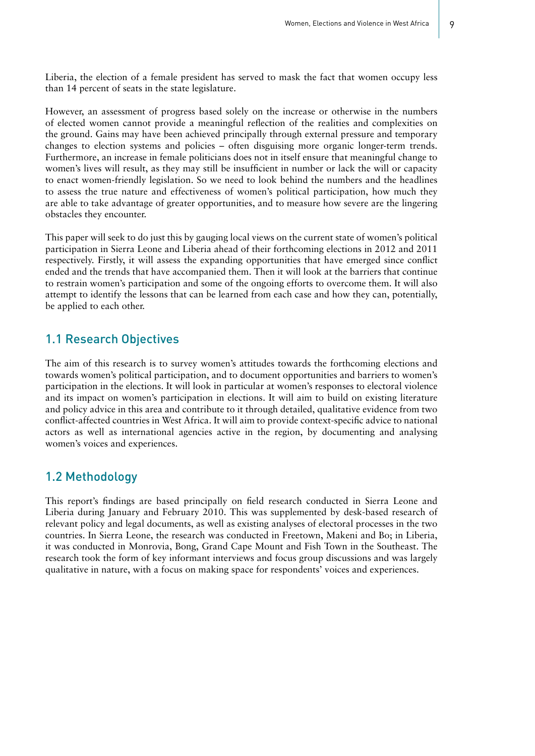Liberia, the election of a female president has served to mask the fact that women occupy less than 14 percent of seats in the state legislature.

However, an assessment of progress based solely on the increase or otherwise in the numbers of elected women cannot provide a meaningful reflection of the realities and complexities on the ground. Gains may have been achieved principally through external pressure and temporary changes to election systems and policies – often disguising more organic longer-term trends. Furthermore, an increase in female politicians does not in itself ensure that meaningful change to women's lives will result, as they may still be insufficient in number or lack the will or capacity to enact women-friendly legislation. So we need to look behind the numbers and the headlines to assess the true nature and effectiveness of women's political participation, how much they are able to take advantage of greater opportunities, and to measure how severe are the lingering obstacles they encounter.

This paper will seek to do just this by gauging local views on the current state of women's political participation in Sierra Leone and Liberia ahead of their forthcoming elections in 2012 and 2011 respectively. Firstly, it will assess the expanding opportunities that have emerged since conflict ended and the trends that have accompanied them. Then it will look at the barriers that continue to restrain women's participation and some of the ongoing efforts to overcome them. It will also attempt to identify the lessons that can be learned from each case and how they can, potentially, be applied to each other.

## 1.1 Research Objectives

The aim of this research is to survey women's attitudes towards the forthcoming elections and towards women's political participation, and to document opportunities and barriers to women's participation in the elections. It will look in particular at women's responses to electoral violence and its impact on women's participation in elections. It will aim to build on existing literature and policy advice in this area and contribute to it through detailed, qualitative evidence from two conflict-affected countries in West Africa. It will aim to provide context-specific advice to national actors as well as international agencies active in the region, by documenting and analysing women's voices and experiences.

## 1.2 Methodology

This report's findings are based principally on field research conducted in Sierra Leone and Liberia during January and February 2010. This was supplemented by desk-based research of relevant policy and legal documents, as well as existing analyses of electoral processes in the two countries. In Sierra Leone, the research was conducted in Freetown, Makeni and Bo; in Liberia, it was conducted in Monrovia, Bong, Grand Cape Mount and Fish Town in the Southeast. The research took the form of key informant interviews and focus group discussions and was largely qualitative in nature, with a focus on making space for respondents' voices and experiences.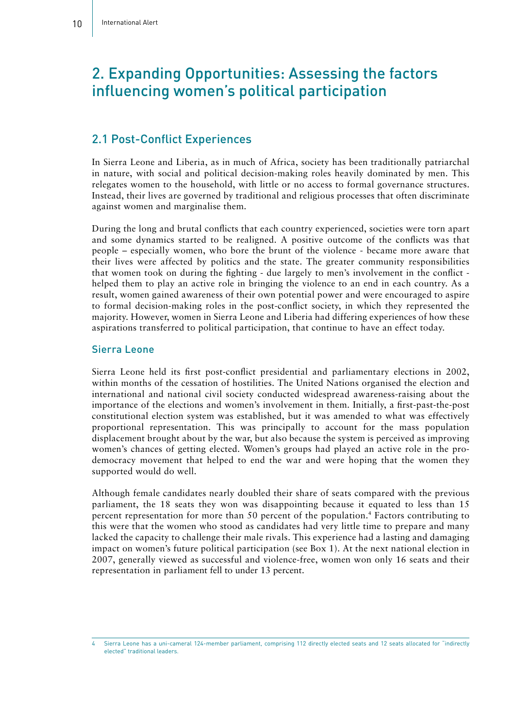## 2. Expanding Opportunities: Assessing the factors influencing women's political participation

### 2.1 Post-Conflict Experiences

In Sierra Leone and Liberia, as in much of Africa, society has been traditionally patriarchal in nature, with social and political decision-making roles heavily dominated by men. This relegates women to the household, with little or no access to formal governance structures. Instead, their lives are governed by traditional and religious processes that often discriminate against women and marginalise them.

During the long and brutal conflicts that each country experienced, societies were torn apart and some dynamics started to be realigned. A positive outcome of the conflicts was that people – especially women, who bore the brunt of the violence - became more aware that their lives were affected by politics and the state. The greater community responsibilities that women took on during the fighting - due largely to men's involvement in the conflict - helped them to play an active role in bringing the violence to an end in each country. As a result, women gained awareness of their own potential power and were encouraged to aspire to formal decision-making roles in the post-conflict society, in which they represented the majority. However, women in Sierra Leone and Liberia had differing experiences of how these aspirations transferred to political participation, that continue to have an effect today.

#### Sierra Leone

Sierra Leone held its first post-conflict presidential and parliamentary elections in 2002, within months of the cessation of hostilities. The United Nations organised the election and international and national civil society conducted widespread awareness-raising about the importance of the elections and women's involvement in them. Initially, a first-past-the-post constitutional election system was established, but it was amended to what was effectively proportional representation. This was principally to account for the mass population displacement brought about by the war, but also because the system is perceived as improving women's chances of getting elected. Women's groups had played an active role in the pro-democracy movement that helped to end the war and were hoping that the women they supported would do well.

Although female candidates nearly doubled their share of seats compared with the previous parliament, the 18 seats they won was disappointing because it equated to less than 15 percent representation for more than 50 percent of the population.[4] Factors contributing to this were that the women who stood as candidates had very little time to prepare and many lacked the capacity to challenge their male rivals. This experience had a lasting and damaging impact on women's future political participation (see Box 1). At the next national election in 2007, generally viewed as successful and violence-free, women won only 16 seats and their representation in parliament fell to under 13 percent.

[4] Sierra Leone has a uni-cameral 124-member parliament, comprising 112 directly elected seats and 12 seats allocated for "indirectly elected" traditional leaders.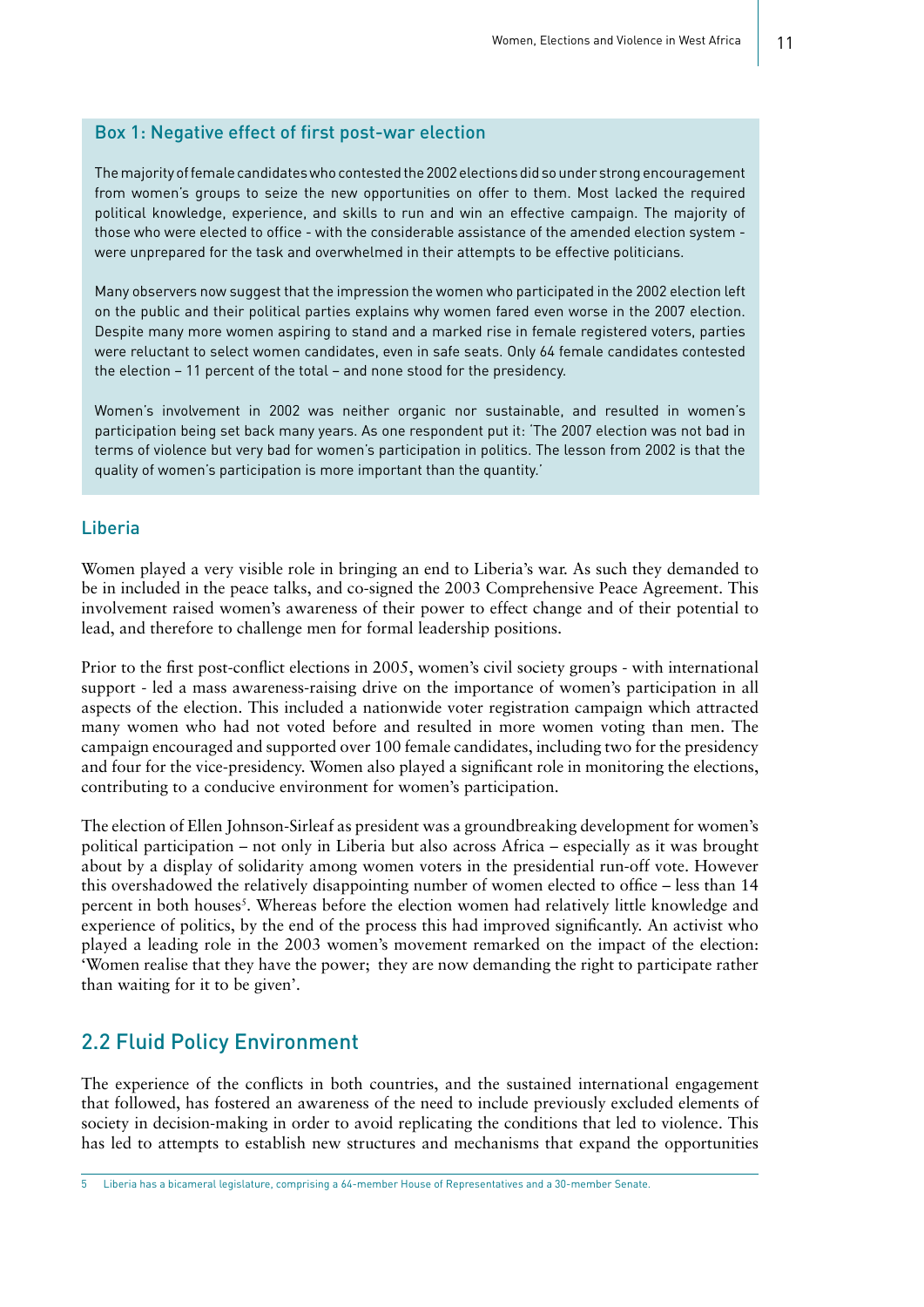### Box 1: Negative effect of first post-war election

The majority of female candidates who contested the 2002 elections did so under strong encouragement from women's groups to seize the new opportunities on offer to them. Most lacked the required political knowledge, experience, and skills to run and win an effective campaign. The majority of those who were elected to office - with the considerable assistance of the amended election system - were unprepared for the task and overwhelmed in their attempts to be effective politicians.

Many observers now suggest that the impression the women who participated in the 2002 election left on the public and their political parties explains why women fared even worse in the 2007 election. Despite many more women aspiring to stand and a marked rise in female registered voters, parties were reluctant to select women candidates, even in safe seats. Only 64 female candidates contested the election – 11 percent of the total – and none stood for the presidency.

Women's involvement in 2002 was neither organic nor sustainable, and resulted in women's participation being set back many years. As one respondent put it: 'The 2007 election was not bad in terms of violence but very bad for women's participation in politics. The lesson from 2002 is that the quality of women's participation is more important than the quantity.'

### Liberia

Women played a very visible role in bringing an end to Liberia's war. As such they demanded to be in included in the peace talks, and co-signed the 2003 Comprehensive Peace Agreement. This involvement raised women's awareness of their power to effect change and of their potential to lead, and therefore to challenge men for formal leadership positions.

Prior to the first post-conflict elections in 2005, women's civil society groups - with international support - led a mass awareness-raising drive on the importance of women's participation in all aspects of the election. This included a nationwide voter registration campaign which attracted many women who had not voted before and resulted in more women voting than men. The campaign encouraged and supported over 100 female candidates, including two for the presidency and four for the vice-presidency. Women also played a significant role in monitoring the elections, contributing to a conducive environment for women's participation.

The election of Ellen Johnson-Sirleaf as president was a groundbreaking development for women's political participation – not only in Liberia but also across Africa – especially as it was brought about by a display of solidarity among women voters in the presidential run-off vote. However this overshadowed the relatively disappointing number of women elected to office – less than 14 percent in both houses[5]. Whereas before the election women had relatively little knowledge and experience of politics, by the end of the process this had improved significantly. An activist who played a leading role in the 2003 women's movement remarked on the impact of the election: 'Women realise that they have the power; they are now demanding the right to participate rather than waiting for it to be given'.

## 2.2 Fluid Policy Environment

The experience of the conflicts in both countries, and the sustained international engagement that followed, has fostered an awareness of the need to include previously excluded elements of society in decision-making in order to avoid replicating the conditions that led to violence. This has led to attempts to establish new structures and mechanisms that expand the opportunities

---

5 Liberia has a bicameral legislature, comprising a 64-member House of Representatives and a 30-member Senate.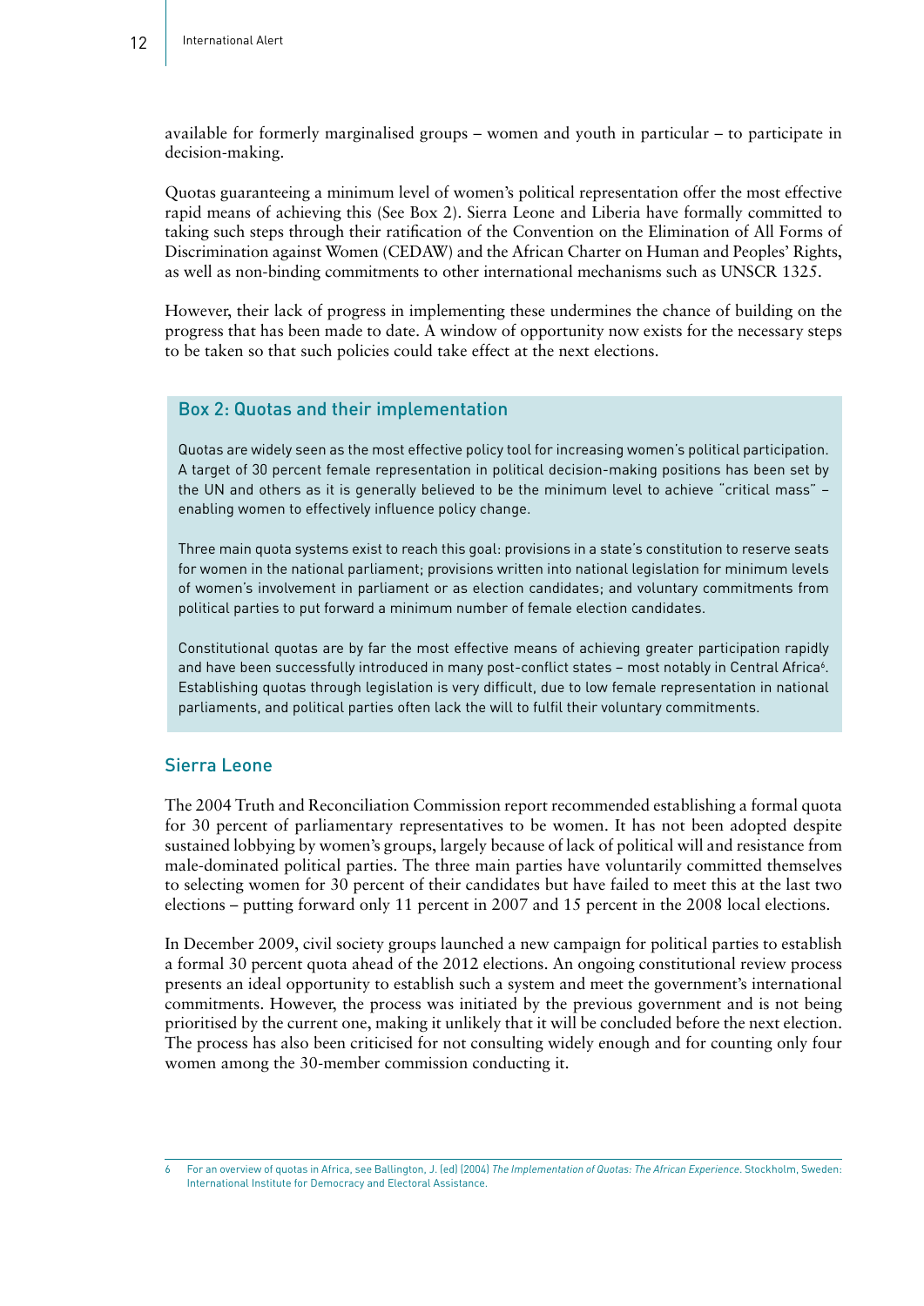available for formerly marginalised groups – women and youth in particular – to participate in decision-making.

Quotas guaranteeing a minimum level of women's political representation offer the most effective rapid means of achieving this (See Box 2). Sierra Leone and Liberia have formally committed to taking such steps through their ratification of the Convention on the Elimination of All Forms of Discrimination against Women (CEDAW) and the African Charter on Human and Peoples' Rights, as well as non-binding commitments to other international mechanisms such as UNSCR 1325.

However, their lack of progress in implementing these undermines the chance of building on the progress that has been made to date. A window of opportunity now exists for the necessary steps to be taken so that such policies could take effect at the next elections.

### Box 2: Quotas and their implementation

Quotas are widely seen as the most effective policy tool for increasing women's political participation. A target of 30 percent female representation in political decision-making positions has been set by the UN and others as it is generally believed to be the minimum level to achieve "critical mass" – enabling women to effectively influence policy change.

Three main quota systems exist to reach this goal: provisions in a state's constitution to reserve seats for women in the national parliament; provisions written into national legislation for minimum levels of women's involvement in parliament or as election candidates; and voluntary commitments from political parties to put forward a minimum number of female election candidates.

Constitutional quotas are by far the most effective means of achieving greater participation rapidly and have been successfully introduced in many post-conflict states – most notably in Central Africa[6]. Establishing quotas through legislation is very difficult, due to low female representation in national parliaments, and political parties often lack the will to fulfil their voluntary commitments.

## Sierra Leone

The 2004 Truth and Reconciliation Commission report recommended establishing a formal quota for 30 percent of parliamentary representatives to be women. It has not been adopted despite sustained lobbying by women's groups, largely because of lack of political will and resistance from male-dominated political parties. The three main parties have voluntarily committed themselves to selecting women for 30 percent of their candidates but have failed to meet this at the last two elections – putting forward only 11 percent in 2007 and 15 percent in the 2008 local elections.

In December 2009, civil society groups launched a new campaign for political parties to establish a formal 30 percent quota ahead of the 2012 elections. An ongoing constitutional review process presents an ideal opportunity to establish such a system and meet the government's international commitments. However, the process was initiated by the previous government and is not being prioritised by the current one, making it unlikely that it will be concluded before the next election. The process has also been criticised for not consulting widely enough and for counting only four women among the 30-member commission conducting it.

---

6 For an overview of quotas in Africa, see Ballington, J. (ed) (2004) *The Implementation of Quotas: The African Experience*. Stockholm, Sweden: International Institute for Democracy and Electoral Assistance.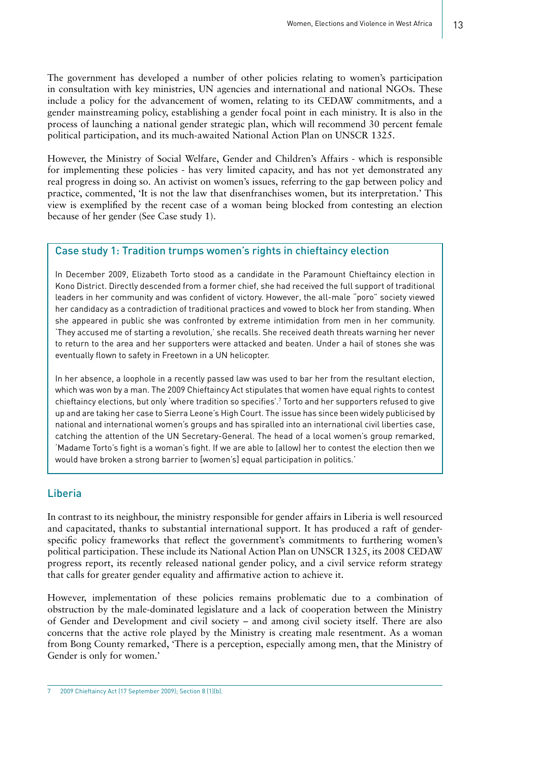The government has developed a number of other policies relating to women's participation in consultation with key ministries, UN agencies and international and national NGOs. These include a policy for the advancement of women, relating to its CEDAW commitments, and a gender mainstreaming policy, establishing a gender focal point in each ministry. It is also in the process of launching a national gender strategic plan, which will recommend 30 percent female political participation, and its much-awaited National Action Plan on UNSCR 1325.

However, the Ministry of Social Welfare, Gender and Children's Affairs - which is responsible for implementing these policies - has very limited capacity, and has not yet demonstrated any real progress in doing so. An activist on women's issues, referring to the gap between policy and practice, commented, 'It is not the law that disenfranchises women, but its interpretation.' This view is exemplified by the recent case of a woman being blocked from contesting an election because of her gender (See Case study 1).

### Case study 1: Tradition trumps women's rights in chieftaincy election

In December 2009, Elizabeth Torto stood as a candidate in the Paramount Chieftaincy election in Kono District. Directly descended from a former chief, she had received the full support of traditional leaders in her community and was confident of victory. However, the all-male "poro" society viewed her candidacy as a contradiction of traditional practices and vowed to block her from standing. When she appeared in public she was confronted by extreme intimidation from men in her community. 'They accused me of starting a revolution,' she recalls. She received death threats warning her never to return to the area and her supporters were attacked and beaten. Under a hail of stones she was eventually flown to safety in Freetown in a UN helicopter.

In her absence, a loophole in a recently passed law was used to bar her from the resultant election, which was won by a man. The 2009 Chieftaincy Act stipulates that women have equal rights to contest chieftaincy elections, but only 'where tradition so specifies'.[7] Torto and her supporters refused to give up and are taking her case to Sierra Leone's High Court. The issue has since been widely publicised by national and international women's groups and has spiralled into an international civil liberties case, catching the attention of the UN Secretary-General. The head of a local women's group remarked, 'Madame Torto's fight is a woman's fight. If we are able to (allow) her to contest the election then we would have broken a strong barrier to [women's] equal participation in politics.'

## Liberia

In contrast to its neighbour, the ministry responsible for gender affairs in Liberia is well resourced and capacitated, thanks to substantial international support. It has produced a raft of gender-specific policy frameworks that reflect the government's commitments to furthering women's political participation. These include its National Action Plan on UNSCR 1325, its 2008 CEDAW progress report, its recently released national gender policy, and a civil service reform strategy that calls for greater gender equality and affirmative action to achieve it.

However, implementation of these policies remains problematic due to a combination of obstruction by the male-dominated legislature and a lack of cooperation between the Ministry of Gender and Development and civil society – and among civil society itself. There are also concerns that the active role played by the Ministry is creating male resentment. As a woman from Bong County remarked, 'There is a perception, especially among men, that the Ministry of Gender is only for women.'

---

7 2009 Chieftaincy Act (17 September 2009); Section 8 (1)(b).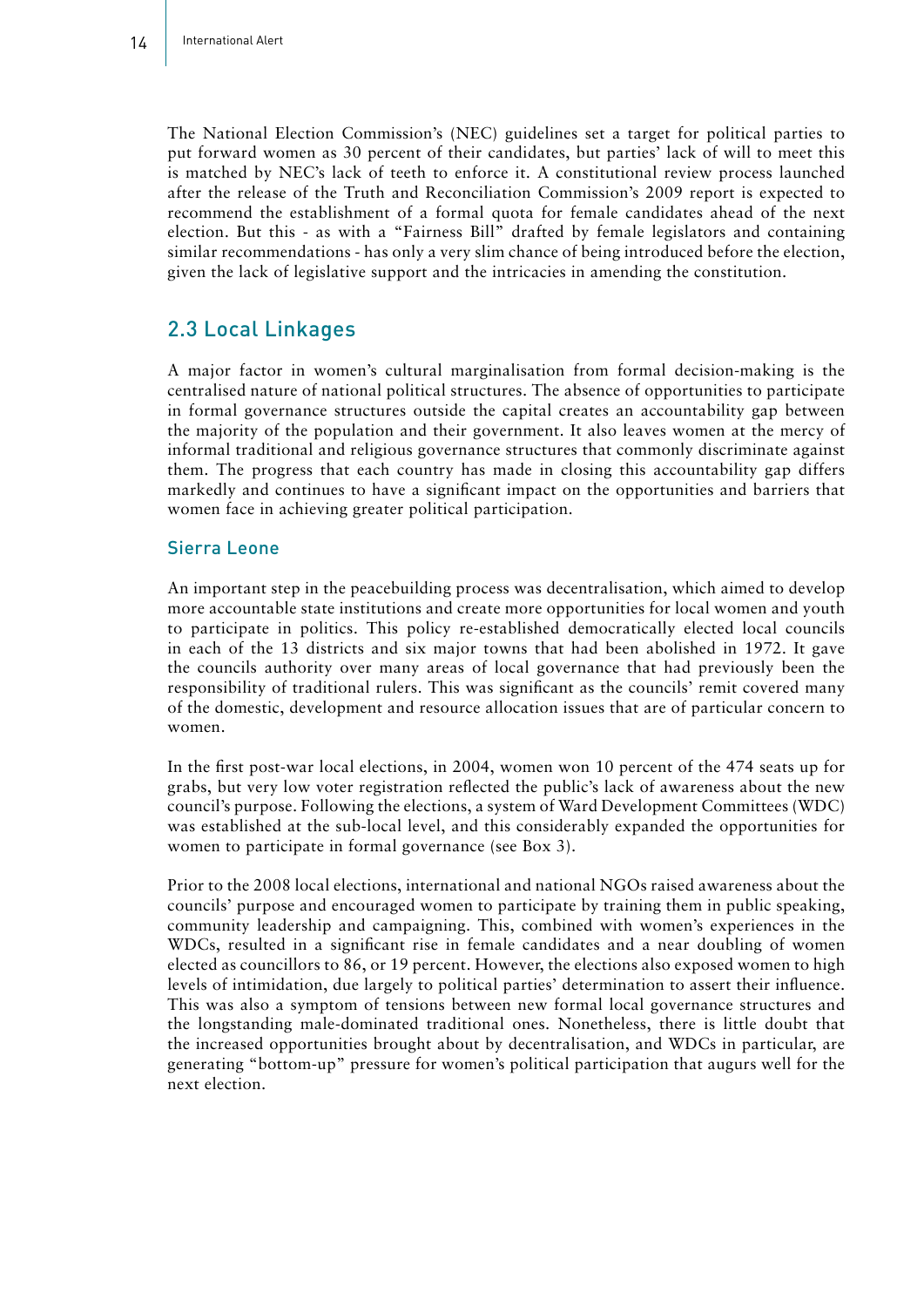The National Election Commission's (NEC) guidelines set a target for political parties to put forward women as 30 percent of their candidates, but parties' lack of will to meet this is matched by NEC's lack of teeth to enforce it. A constitutional review process launched after the release of the Truth and Reconciliation Commission's 2009 report is expected to recommend the establishment of a formal quota for female candidates ahead of the next election. But this - as with a "Fairness Bill" drafted by female legislators and containing similar recommendations - has only a very slim chance of being introduced before the election, given the lack of legislative support and the intricacies in amending the constitution.

## 2.3 Local Linkages

A major factor in women's cultural marginalisation from formal decision-making is the centralised nature of national political structures. The absence of opportunities to participate in formal governance structures outside the capital creates an accountability gap between the majority of the population and their government. It also leaves women at the mercy of informal traditional and religious governance structures that commonly discriminate against them. The progress that each country has made in closing this accountability gap differs markedly and continues to have a significant impact on the opportunities and barriers that women face in achieving greater political participation.

### Sierra Leone

An important step in the peacebuilding process was decentralisation, which aimed to develop more accountable state institutions and create more opportunities for local women and youth to participate in politics. This policy re-established democratically elected local councils in each of the 13 districts and six major towns that had been abolished in 1972. It gave the councils authority over many areas of local governance that had previously been the responsibility of traditional rulers. This was significant as the councils' remit covered many of the domestic, development and resource allocation issues that are of particular concern to women.

In the first post-war local elections, in 2004, women won 10 percent of the 474 seats up for grabs, but very low voter registration reflected the public's lack of awareness about the new council's purpose. Following the elections, a system of Ward Development Committees (WDC) was established at the sub-local level, and this considerably expanded the opportunities for women to participate in formal governance (see Box 3).

Prior to the 2008 local elections, international and national NGOs raised awareness about the councils' purpose and encouraged women to participate by training them in public speaking, community leadership and campaigning. This, combined with women's experiences in the WDCs, resulted in a significant rise in female candidates and a near doubling of women elected as councillors to 86, or 19 percent. However, the elections also exposed women to high levels of intimidation, due largely to political parties' determination to assert their influence. This was also a symptom of tensions between new formal local governance structures and the longstanding male-dominated traditional ones. Nonetheless, there is little doubt that the increased opportunities brought about by decentralisation, and WDCs in particular, are generating "bottom-up" pressure for women's political participation that augurs well for the next election.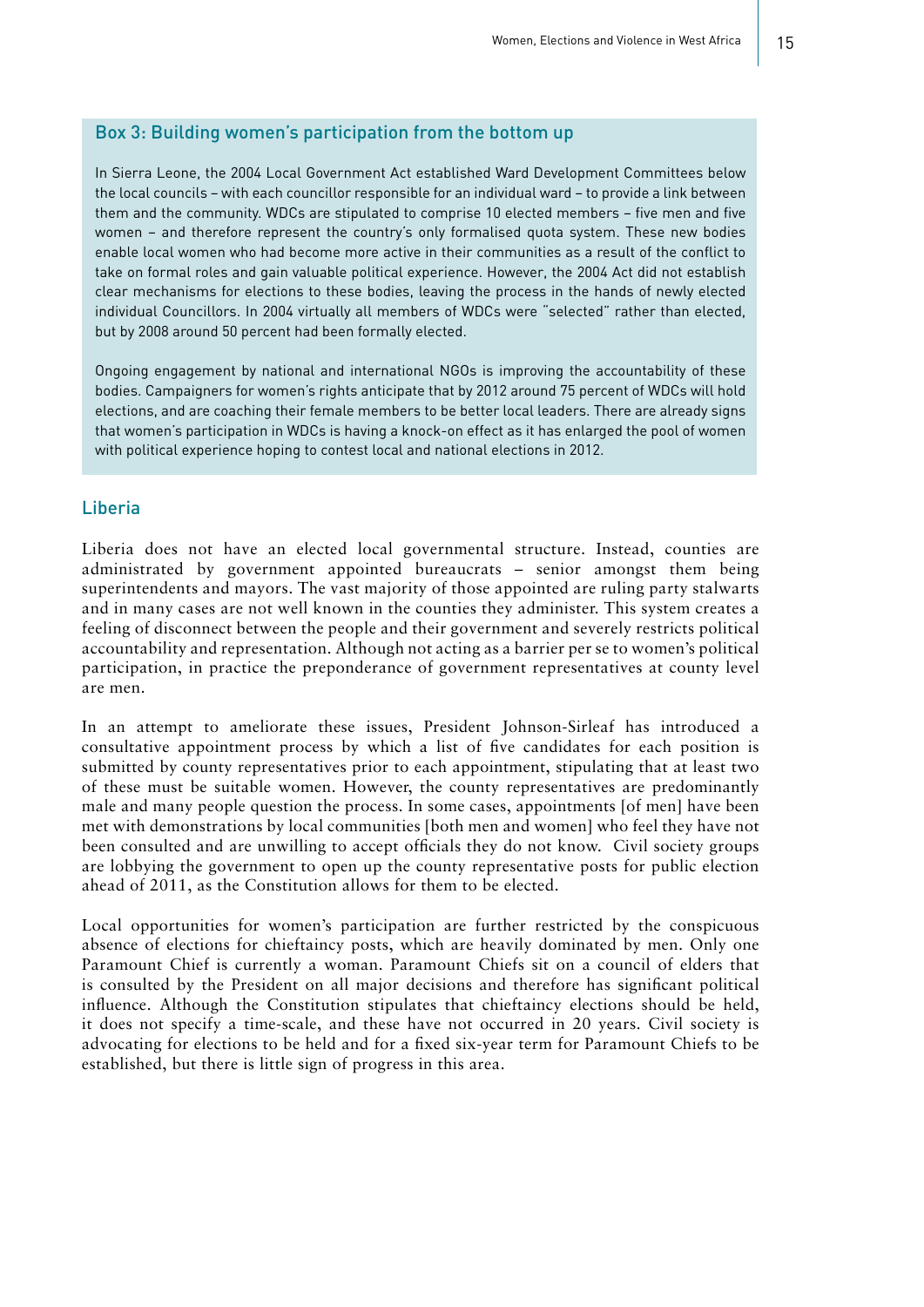### Box 3: Building women's participation from the bottom up

In Sierra Leone, the 2004 Local Government Act established Ward Development Committees below the local councils – with each councillor responsible for an individual ward – to provide a link between them and the community. WDCs are stipulated to comprise 10 elected members – five men and five women – and therefore represent the country's only formalised quota system. These new bodies enable local women who had become more active in their communities as a result of the conflict to take on formal roles and gain valuable political experience. However, the 2004 Act did not establish clear mechanisms for elections to these bodies, leaving the process in the hands of newly elected individual Councillors. In 2004 virtually all members of WDCs were "selected" rather than elected, but by 2008 around 50 percent had been formally elected.

Ongoing engagement by national and international NGOs is improving the accountability of these bodies. Campaigners for women's rights anticipate that by 2012 around 75 percent of WDCs will hold elections, and are coaching their female members to be better local leaders. There are already signs that women's participation in WDCs is having a knock-on effect as it has enlarged the pool of women with political experience hoping to contest local and national elections in 2012.

## Liberia

Liberia does not have an elected local governmental structure. Instead, counties are administrated by government appointed bureaucrats – senior amongst them being superintendents and mayors. The vast majority of those appointed are ruling party stalwarts and in many cases are not well known in the counties they administer. This system creates a feeling of disconnect between the people and their government and severely restricts political accountability and representation. Although not acting as a barrier per se to women's political participation, in practice the preponderance of government representatives at county level are men.

In an attempt to ameliorate these issues, President Johnson-Sirleaf has introduced a consultative appointment process by which a list of five candidates for each position is submitted by county representatives prior to each appointment, stipulating that at least two of these must be suitable women. However, the county representatives are predominantly male and many people question the process. In some cases, appointments [of men] have been met with demonstrations by local communities [both men and women] who feel they have not been consulted and are unwilling to accept officials they do not know. Civil society groups are lobbying the government to open up the county representative posts for public election ahead of 2011, as the Constitution allows for them to be elected.

Local opportunities for women's participation are further restricted by the conspicuous absence of elections for chieftaincy posts, which are heavily dominated by men. Only one Paramount Chief is currently a woman. Paramount Chiefs sit on a council of elders that is consulted by the President on all major decisions and therefore has significant political influence. Although the Constitution stipulates that chieftaincy elections should be held, it does not specify a time-scale, and these have not occurred in 20 years. Civil society is advocating for elections to be held and for a fixed six-year term for Paramount Chiefs to be established, but there is little sign of progress in this area.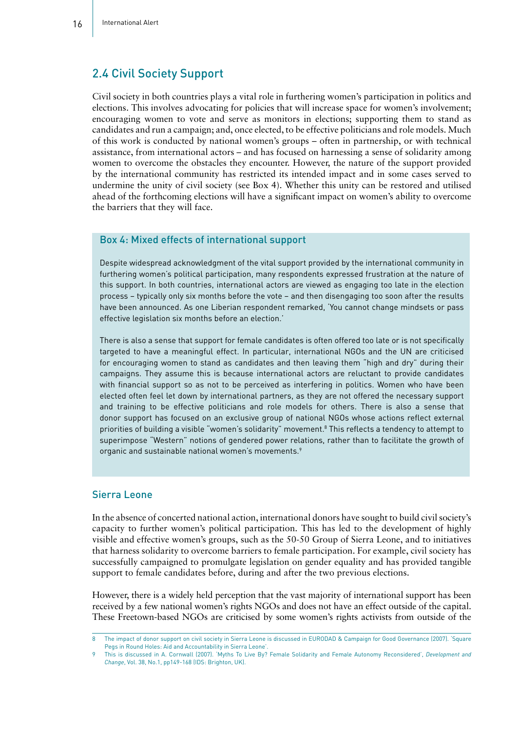## 2.4 Civil Society Support

Civil society in both countries plays a vital role in furthering women's participation in politics and elections. This involves advocating for policies that will increase space for women's involvement; encouraging women to vote and serve as monitors in elections; supporting them to stand as candidates and run a campaign; and, once elected, to be effective politicians and role models. Much of this work is conducted by national women's groups – often in partnership, or with technical assistance, from international actors – and has focused on harnessing a sense of solidarity among women to overcome the obstacles they encounter. However, the nature of the support provided by the international community has restricted its intended impact and in some cases served to undermine the unity of civil society (see Box 4). Whether this unity can be restored and utilised ahead of the forthcoming elections will have a significant impact on women's ability to overcome the barriers that they will face.

### Box 4: Mixed effects of international support

Despite widespread acknowledgment of the vital support provided by the international community in furthering women's political participation, many respondents expressed frustration at the nature of this support. In both countries, international actors are viewed as engaging too late in the election process – typically only six months before the vote – and then disengaging too soon after the results have been announced. As one Liberian respondent remarked, 'You cannot change mindsets or pass effective legislation six months before an election.'

There is also a sense that support for female candidates is often offered too late or is not specifically targeted to have a meaningful effect. In particular, international NGOs and the UN are criticised for encouraging women to stand as candidates and then leaving them "high and dry" during their campaigns. They assume this is because international actors are reluctant to provide candidates with financial support so as not to be perceived as interfering in politics. Women who have been elected often feel let down by international partners, as they are not offered the necessary support and training to be effective politicians and role models for others. There is also a sense that donor support has focused on an exclusive group of national NGOs whose actions reflect external priorities of building a visible "women's solidarity" movement.[8] This reflects a tendency to attempt to superimpose "Western" notions of gendered power relations, rather than to facilitate the growth of organic and sustainable national women's movements.[9]

### Sierra Leone

In the absence of concerted national action, international donors have sought to build civil society's capacity to further women's political participation. This has led to the development of highly visible and effective women's groups, such as the 50-50 Group of Sierra Leone, and to initiatives that harness solidarity to overcome barriers to female participation. For example, civil society has successfully campaigned to promulgate legislation on gender equality and has provided tangible support to female candidates before, during and after the two previous elections.

However, there is a widely held perception that the vast majority of international support has been received by a few national women's rights NGOs and does not have an effect outside of the capital. These Freetown-based NGOs are criticised by some women's rights activists from outside of the

---

8 The impact of donor support on civil society in Sierra Leone is discussed in EURODAD & Campaign for Good Governance (2007). 'Square Pegs in Round Holes: Aid and Accountability in Sierra Leone'.

9 This is discussed in A. Cornwall (2007). 'Myths To Live By? Female Solidarity and Female Autonomy Reconsidered', *Development and Change*, Vol. 38, No.1, pp149-168 (IDS: Brighton, UK).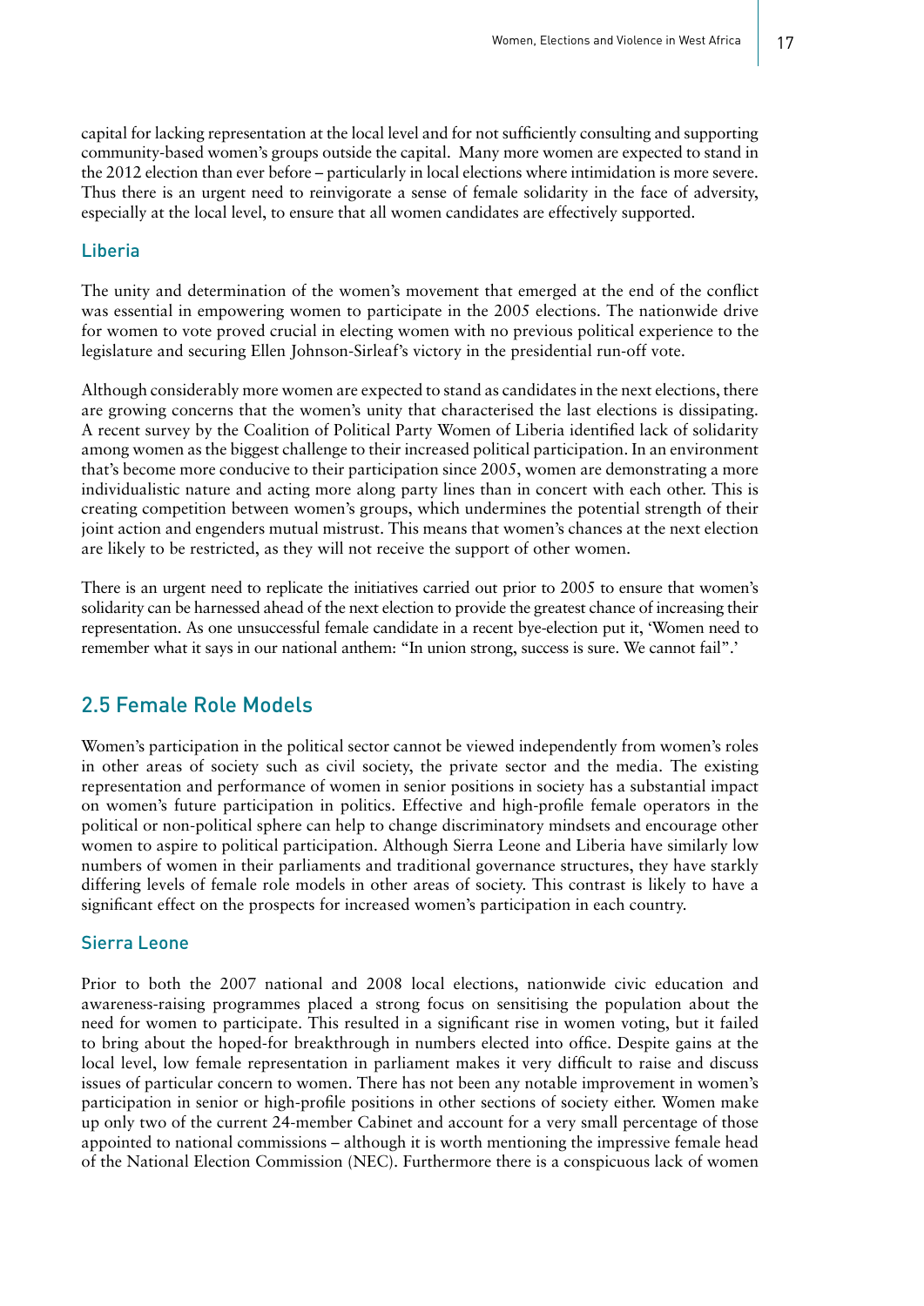capital for lacking representation at the local level and for not sufficiently consulting and supporting community-based women's groups outside the capital. Many more women are expected to stand in the 2012 election than ever before – particularly in local elections where intimidation is more severe. Thus there is an urgent need to reinvigorate a sense of female solidarity in the face of adversity, especially at the local level, to ensure that all women candidates are effectively supported.

### Liberia

The unity and determination of the women's movement that emerged at the end of the conflict was essential in empowering women to participate in the 2005 elections. The nationwide drive for women to vote proved crucial in electing women with no previous political experience to the legislature and securing Ellen Johnson-Sirleaf's victory in the presidential run-off vote.

Although considerably more women are expected to stand as candidates in the next elections, there are growing concerns that the women's unity that characterised the last elections is dissipating. A recent survey by the Coalition of Political Party Women of Liberia identified lack of solidarity among women as the biggest challenge to their increased political participation. In an environment that's become more conducive to their participation since 2005, women are demonstrating a more individualistic nature and acting more along party lines than in concert with each other. This is creating competition between women's groups, which undermines the potential strength of their joint action and engenders mutual mistrust. This means that women's chances at the next election are likely to be restricted, as they will not receive the support of other women.

There is an urgent need to replicate the initiatives carried out prior to 2005 to ensure that women's solidarity can be harnessed ahead of the next election to provide the greatest chance of increasing their representation. As one unsuccessful female candidate in a recent bye-election put it, 'Women need to remember what it says in our national anthem: "In union strong, success is sure. We cannot fail".'

## 2.5 Female Role Models

Women's participation in the political sector cannot be viewed independently from women's roles in other areas of society such as civil society, the private sector and the media. The existing representation and performance of women in senior positions in society has a substantial impact on women's future participation in politics. Effective and high-profile female operators in the political or non-political sphere can help to change discriminatory mindsets and encourage other women to aspire to political participation. Although Sierra Leone and Liberia have similarly low numbers of women in their parliaments and traditional governance structures, they have starkly differing levels of female role models in other areas of society. This contrast is likely to have a significant effect on the prospects for increased women's participation in each country.

### Sierra Leone

Prior to both the 2007 national and 2008 local elections, nationwide civic education and awareness-raising programmes placed a strong focus on sensitising the population about the need for women to participate. This resulted in a significant rise in women voting, but it failed to bring about the hoped-for breakthrough in numbers elected into office. Despite gains at the local level, low female representation in parliament makes it very difficult to raise and discuss issues of particular concern to women. There has not been any notable improvement in women's participation in senior or high-profile positions in other sections of society either. Women make up only two of the current 24-member Cabinet and account for a very small percentage of those appointed to national commissions – although it is worth mentioning the impressive female head of the National Election Commission (NEC). Furthermore there is a conspicuous lack of women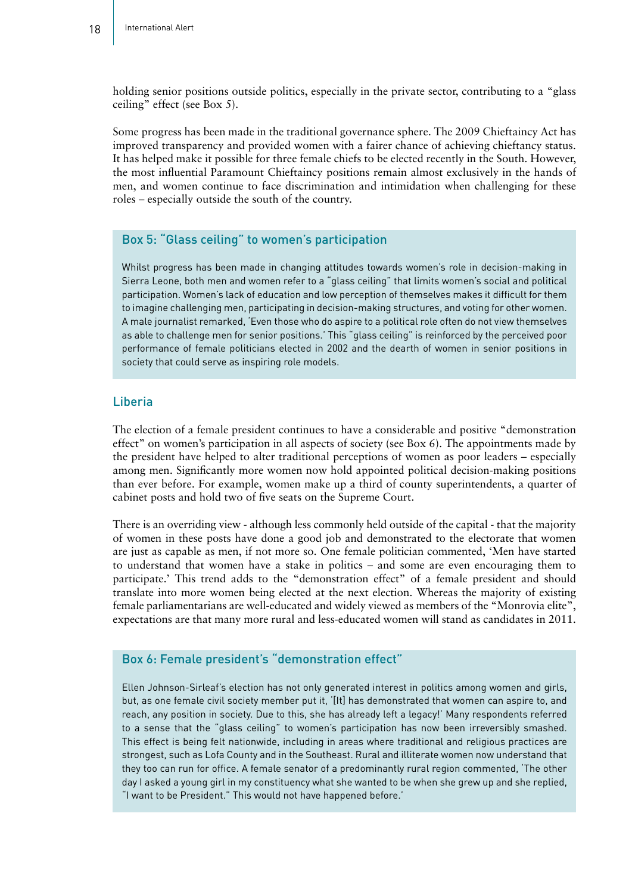holding senior positions outside politics, especially in the private sector, contributing to a "glass ceiling" effect (see Box 5).

Some progress has been made in the traditional governance sphere. The 2009 Chieftaincy Act has improved transparency and provided women with a fairer chance of achieving chieftancy status. It has helped make it possible for three female chiefs to be elected recently in the South. However, the most influential Paramount Chieftaincy positions remain almost exclusively in the hands of men, and women continue to face discrimination and intimidation when challenging for these roles – especially outside the south of the country.

### Box 5: "Glass ceiling" to women's participation

Whilst progress has been made in changing attitudes towards women's role in decision-making in Sierra Leone, both men and women refer to a "glass ceiling" that limits women's social and political participation. Women's lack of education and low perception of themselves makes it difficult for them to imagine challenging men, participating in decision-making structures, and voting for other women. A male journalist remarked, 'Even those who do aspire to a political role often do not view themselves as able to challenge men for senior positions.' This "glass ceiling" is reinforced by the perceived poor performance of female politicians elected in 2002 and the dearth of women in senior positions in society that could serve as inspiring role models.

## Liberia

The election of a female president continues to have a considerable and positive "demonstration effect" on women's participation in all aspects of society (see Box 6). The appointments made by the president have helped to alter traditional perceptions of women as poor leaders – especially among men. Significantly more women now hold appointed political decision-making positions than ever before. For example, women make up a third of county superintendents, a quarter of cabinet posts and hold two of five seats on the Supreme Court.

There is an overriding view - although less commonly held outside of the capital - that the majority of women in these posts have done a good job and demonstrated to the electorate that women are just as capable as men, if not more so. One female politician commented, 'Men have started to understand that women have a stake in politics – and some are even encouraging them to participate.' This trend adds to the "demonstration effect" of a female president and should translate into more women being elected at the next election. Whereas the majority of existing female parliamentarians are well-educated and widely viewed as members of the "Monrovia elite", expectations are that many more rural and less-educated women will stand as candidates in 2011.

### Box 6: Female president's "demonstration effect"

Ellen Johnson-Sirleaf's election has not only generated interest in politics among women and girls, but, as one female civil society member put it, '[It] has demonstrated that women can aspire to, and reach, any position in society. Due to this, she has already left a legacy!' Many respondents referred to a sense that the "glass ceiling" to women's participation has now been irreversibly smashed. This effect is being felt nationwide, including in areas where traditional and religious practices are strongest, such as Lofa County and in the Southeast. Rural and illiterate women now understand that they too can run for office. A female senator of a predominantly rural region commented, 'The other day I asked a young girl in my constituency what she wanted to be when she grew up and she replied, "I want to be President." This would not have happened before.'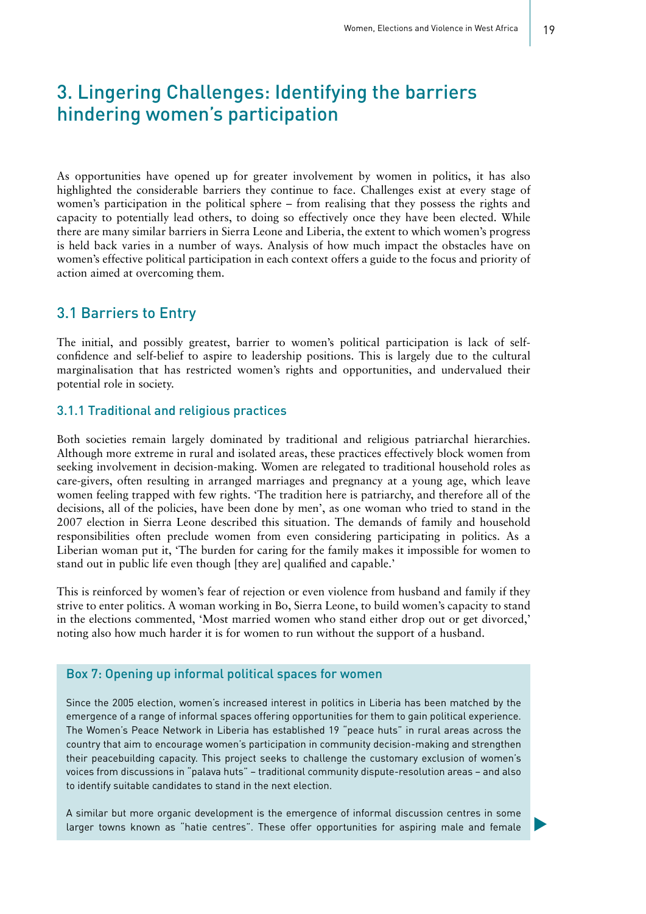# 3. Lingering Challenges: Identifying the barriers hindering women's participation

As opportunities have opened up for greater involvement by women in politics, it has also highlighted the considerable barriers they continue to face. Challenges exist at every stage of women's participation in the political sphere – from realising that they possess the rights and capacity to potentially lead others, to doing so effectively once they have been elected. While there are many similar barriers in Sierra Leone and Liberia, the extent to which women's progress is held back varies in a number of ways. Analysis of how much impact the obstacles have on women's effective political participation in each context offers a guide to the focus and priority of action aimed at overcoming them.

## 3.1 Barriers to Entry

The initial, and possibly greatest, barrier to women's political participation is lack of self-confidence and self-belief to aspire to leadership positions. This is largely due to the cultural marginalisation that has restricted women's rights and opportunities, and undervalued their potential role in society.

### 3.1.1 Traditional and religious practices

Both societies remain largely dominated by traditional and religious patriarchal hierarchies. Although more extreme in rural and isolated areas, these practices effectively block women from seeking involvement in decision-making. Women are relegated to traditional household roles as care-givers, often resulting in arranged marriages and pregnancy at a young age, which leave women feeling trapped with few rights. 'The tradition here is patriarchy, and therefore all of the decisions, all of the policies, have been done by men', as one woman who tried to stand in the 2007 election in Sierra Leone described this situation. The demands of family and household responsibilities often preclude women from even considering participating in politics. As a Liberian woman put it, 'The burden for caring for the family makes it impossible for women to stand out in public life even though [they are] qualified and capable.'

This is reinforced by women's fear of rejection or even violence from husband and family if they strive to enter politics. A woman working in Bo, Sierra Leone, to build women's capacity to stand in the elections commented, 'Most married women who stand either drop out or get divorced,' noting also how much harder it is for women to run without the support of a husband.

### Box 7: Opening up informal political spaces for women

Since the 2005 election, women's increased interest in politics in Liberia has been matched by the emergence of a range of informal spaces offering opportunities for them to gain political experience. The Women's Peace Network in Liberia has established 19 "peace huts" in rural areas across the country that aim to encourage women's participation in community decision-making and strengthen their peacebuilding capacity. This project seeks to challenge the customary exclusion of women's voices from discussions in "palava huts" – traditional community dispute-resolution areas – and also to identify suitable candidates to stand in the next election.

A similar but more organic development is the emergence of informal discussion centres in some larger towns known as "hatie centres". These offer opportunities for aspiring male and female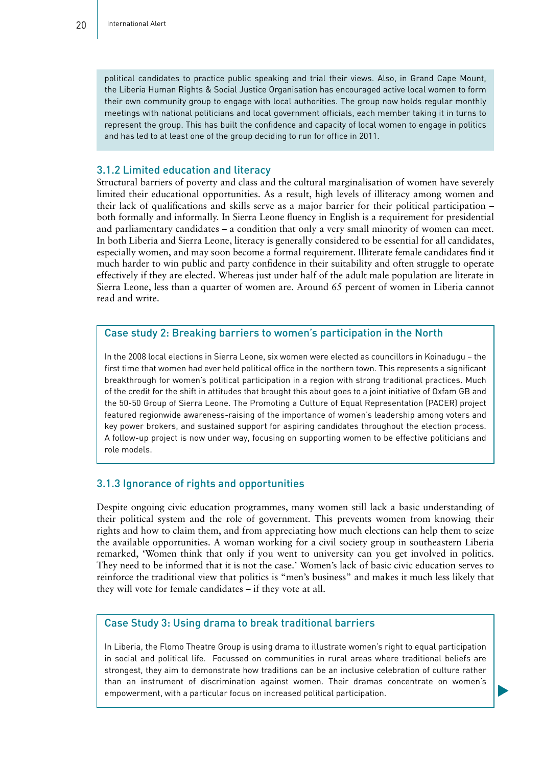political candidates to practice public speaking and trial their views. Also, in Grand Cape Mount, the Liberia Human Rights & Social Justice Organisation has encouraged active local women to form their own community group to engage with local authorities. The group now holds regular monthly meetings with national politicians and local government officials, each member taking it in turns to represent the group. This has built the confidence and capacity of local women to engage in politics and has led to at least one of the group deciding to run for office in 2011.

### 3.1.2 Limited education and literacy

Structural barriers of poverty and class and the cultural marginalisation of women have severely limited their educational opportunities. As a result, high levels of illiteracy among women and their lack of qualifications and skills serve as a major barrier for their political participation – both formally and informally. In Sierra Leone fluency in English is a requirement for presidential and parliamentary candidates – a condition that only a very small minority of women can meet. In both Liberia and Sierra Leone, literacy is generally considered to be essential for all candidates, especially women, and may soon become a formal requirement. Illiterate female candidates find it much harder to win public and party confidence in their suitability and often struggle to operate effectively if they are elected. Whereas just under half of the adult male population are literate in Sierra Leone, less than a quarter of women are. Around 65 percent of women in Liberia cannot read and write.

#### Case study 2: Breaking barriers to women's participation in the North

In the 2008 local elections in Sierra Leone, six women were elected as councillors in Koinadugu – the first time that women had ever held political office in the northern town. This represents a significant breakthrough for women's political participation in a region with strong traditional practices. Much of the credit for the shift in attitudes that brought this about goes to a joint initiative of Oxfam GB and the 50-50 Group of Sierra Leone. The Promoting a Culture of Equal Representation (PACER) project featured regionwide awareness-raising of the importance of women's leadership among voters and key power brokers, and sustained support for aspiring candidates throughout the election process. A follow-up project is now under way, focusing on supporting women to be effective politicians and role models.

### 3.1.3 Ignorance of rights and opportunities

Despite ongoing civic education programmes, many women still lack a basic understanding of their political system and the role of government. This prevents women from knowing their rights and how to claim them, and from appreciating how much elections can help them to seize the available opportunities. A woman working for a civil society group in southeastern Liberia remarked, 'Women think that only if you went to university can you get involved in politics. They need to be informed that it is not the case.' Women's lack of basic civic education serves to reinforce the traditional view that politics is "men's business" and makes it much less likely that they will vote for female candidates – if they vote at all.

#### Case Study 3: Using drama to break traditional barriers

In Liberia, the Flomo Theatre Group is using drama to illustrate women's right to equal participation in social and political life. Focussed on communities in rural areas where traditional beliefs are strongest, they aim to demonstrate how traditions can be an inclusive celebration of culture rather than an instrument of discrimination against women. Their dramas concentrate on women's empowerment, with a particular focus on increased political participation.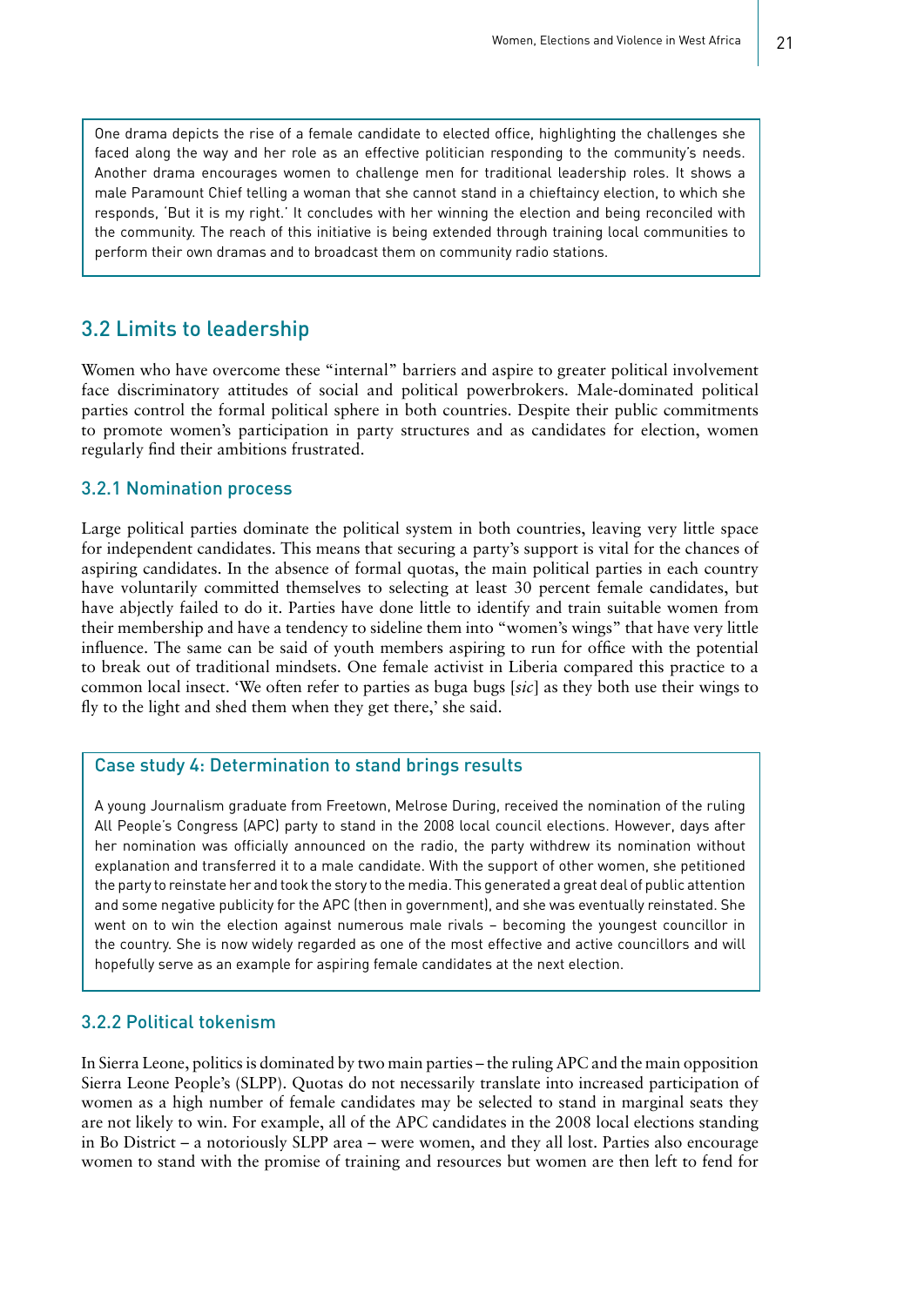One drama depicts the rise of a female candidate to elected office, highlighting the challenges she faced along the way and her role as an effective politician responding to the community's needs. Another drama encourages women to challenge men for traditional leadership roles. It shows a male Paramount Chief telling a woman that she cannot stand in a chieftaincy election, to which she responds, 'But it is my right.' It concludes with her winning the election and being reconciled with the community. The reach of this initiative is being extended through training local communities to perform their own dramas and to broadcast them on community radio stations.

## 3.2 Limits to leadership

Women who have overcome these "internal" barriers and aspire to greater political involvement face discriminatory attitudes of social and political powerbrokers. Male-dominated political parties control the formal political sphere in both countries. Despite their public commitments to promote women's participation in party structures and as candidates for election, women regularly find their ambitions frustrated.

### 3.2.1 Nomination process

Large political parties dominate the political system in both countries, leaving very little space for independent candidates. This means that securing a party's support is vital for the chances of aspiring candidates. In the absence of formal quotas, the main political parties in each country have voluntarily committed themselves to selecting at least 30 percent female candidates, but have abjectly failed to do it. Parties have done little to identify and train suitable women from their membership and have a tendency to sideline them into "women's wings" that have very little influence. The same can be said of youth members aspiring to run for office with the potential to break out of traditional mindsets. One female activist in Liberia compared this practice to a common local insect. 'We often refer to parties as buga bugs [*sic*] as they both use their wings to fly to the light and shed them when they get there,' she said.

### Case study 4: Determination to stand brings results

A young Journalism graduate from Freetown, Melrose During, received the nomination of the ruling All People's Congress (APC) party to stand in the 2008 local council elections. However, days after her nomination was officially announced on the radio, the party withdrew its nomination without explanation and transferred it to a male candidate. With the support of other women, she petitioned the party to reinstate her and took the story to the media. This generated a great deal of public attention and some negative publicity for the APC (then in government), and she was eventually reinstated. She went on to win the election against numerous male rivals – becoming the youngest councillor in the country. She is now widely regarded as one of the most effective and active councillors and will hopefully serve as an example for aspiring female candidates at the next election.

### 3.2.2 Political tokenism

In Sierra Leone, politics is dominated by two main parties – the ruling APC and the main opposition Sierra Leone People's (SLPP). Quotas do not necessarily translate into increased participation of women as a high number of female candidates may be selected to stand in marginal seats they are not likely to win. For example, all of the APC candidates in the 2008 local elections standing in Bo District – a notoriously SLPP area – were women, and they all lost. Parties also encourage women to stand with the promise of training and resources but women are then left to fend for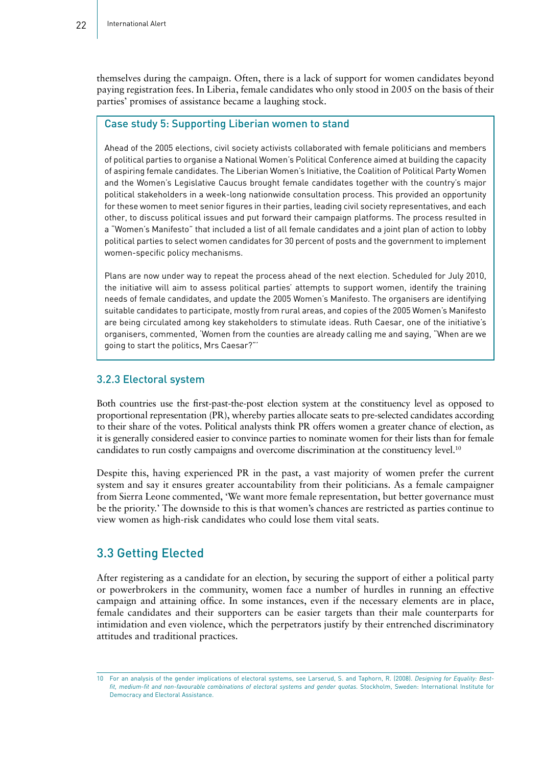themselves during the campaign. Often, there is a lack of support for women candidates beyond paying registration fees. In Liberia, female candidates who only stood in 2005 on the basis of their parties' promises of assistance became a laughing stock.

### Case study 5: Supporting Liberian women to stand

Ahead of the 2005 elections, civil society activists collaborated with female politicians and members of political parties to organise a National Women's Political Conference aimed at building the capacity of aspiring female candidates. The Liberian Women's Initiative, the Coalition of Political Party Women and the Women's Legislative Caucus brought female candidates together with the country's major political stakeholders in a week-long nationwide consultation process. This provided an opportunity for these women to meet senior figures in their parties, leading civil society representatives, and each other, to discuss political issues and put forward their campaign platforms. The process resulted in a "Women's Manifesto" that included a list of all female candidates and a joint plan of action to lobby political parties to select women candidates for 30 percent of posts and the government to implement women-specific policy mechanisms.

Plans are now under way to repeat the process ahead of the next election. Scheduled for July 2010, the initiative will aim to assess political parties' attempts to support women, identify the training needs of female candidates, and update the 2005 Women's Manifesto. The organisers are identifying suitable candidates to participate, mostly from rural areas, and copies of the 2005 Women's Manifesto are being circulated among key stakeholders to stimulate ideas. Ruth Caesar, one of the initiative's organisers, commented, 'Women from the counties are already calling me and saying, "When are we going to start the politics, Mrs Caesar?"'

### 3.2.3 Electoral system

Both countries use the first-past-the-post election system at the constituency level as opposed to proportional representation (PR), whereby parties allocate seats to pre-selected candidates according to their share of the votes. Political analysts think PR offers women a greater chance of election, as it is generally considered easier to convince parties to nominate women for their lists than for female candidates to run costly campaigns and overcome discrimination at the constituency level.[10]

Despite this, having experienced PR in the past, a vast majority of women prefer the current system and say it ensures greater accountability from their politicians. As a female campaigner from Sierra Leone commented, 'We want more female representation, but better governance must be the priority.' The downside to this is that women's chances are restricted as parties continue to view women as high-risk candidates who could lose them vital seats.

## 3.3 Getting Elected

After registering as a candidate for an election, by securing the support of either a political party or powerbrokers in the community, women face a number of hurdles in running an effective campaign and attaining office. In some instances, even if the necessary elements are in place, female candidates and their supporters can be easier targets than their male counterparts for intimidation and even violence, which the perpetrators justify by their entrenched discriminatory attitudes and traditional practices.

---

10 For an analysis of the gender implications of electoral systems, see Larserud, S. and Taphorn, R. (2008). *Designing for Equality: Best-fit, medium-fit and non-favourable combinations of electoral systems and gender quotas.* Stockholm, Sweden: International Institute for Democracy and Electoral Assistance.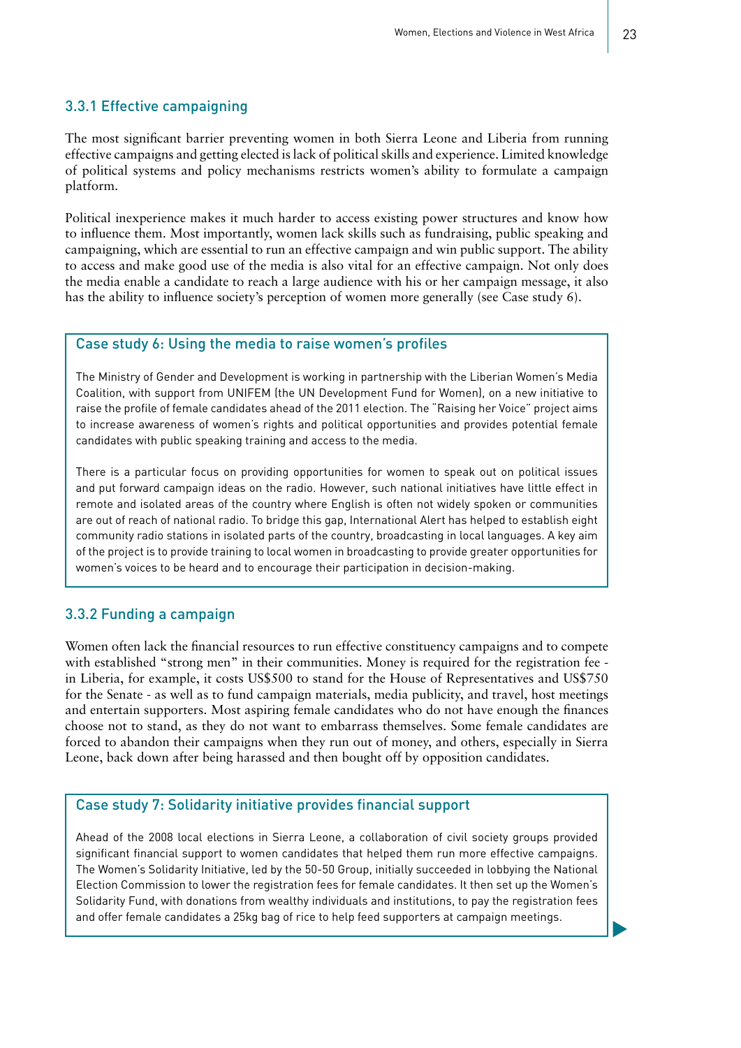### 3.3.1 Effective campaigning

The most significant barrier preventing women in both Sierra Leone and Liberia from running effective campaigns and getting elected is lack of political skills and experience. Limited knowledge of political systems and policy mechanisms restricts women's ability to formulate a campaign platform.

Political inexperience makes it much harder to access existing power structures and know how to influence them. Most importantly, women lack skills such as fundraising, public speaking and campaigning, which are essential to run an effective campaign and win public support. The ability to access and make good use of the media is also vital for an effective campaign. Not only does the media enable a candidate to reach a large audience with his or her campaign message, it also has the ability to influence society's perception of women more generally (see Case study 6).

#### Case study 6: Using the media to raise women's profiles

The Ministry of Gender and Development is working in partnership with the Liberian Women's Media Coalition, with support from UNIFEM (the UN Development Fund for Women), on a new initiative to raise the profile of female candidates ahead of the 2011 election. The "Raising her Voice" project aims to increase awareness of women's rights and political opportunities and provides potential female candidates with public speaking training and access to the media.

There is a particular focus on providing opportunities for women to speak out on political issues and put forward campaign ideas on the radio. However, such national initiatives have little effect in remote and isolated areas of the country where English is often not widely spoken or communities are out of reach of national radio. To bridge this gap, International Alert has helped to establish eight community radio stations in isolated parts of the country, broadcasting in local languages. A key aim of the project is to provide training to local women in broadcasting to provide greater opportunities for women's voices to be heard and to encourage their participation in decision-making.

### 3.3.2 Funding a campaign

Women often lack the financial resources to run effective constituency campaigns and to compete with established "strong men" in their communities. Money is required for the registration fee - in Liberia, for example, it costs US$500 to stand for the House of Representatives and US$750 for the Senate - as well as to fund campaign materials, media publicity, and travel, host meetings and entertain supporters. Most aspiring female candidates who do not have enough the finances choose not to stand, as they do not want to embarrass themselves. Some female candidates are forced to abandon their campaigns when they run out of money, and others, especially in Sierra Leone, back down after being harassed and then bought off by opposition candidates.

#### Case study 7: Solidarity initiative provides financial support

Ahead of the 2008 local elections in Sierra Leone, a collaboration of civil society groups provided significant financial support to women candidates that helped them run more effective campaigns. The Women's Solidarity Initiative, led by the 50-50 Group, initially succeeded in lobbying the National Election Commission to lower the registration fees for female candidates. It then set up the Women's Solidarity Fund, with donations from wealthy individuals and institutions, to pay the registration fees and offer female candidates a 25kg bag of rice to help feed supporters at campaign meetings.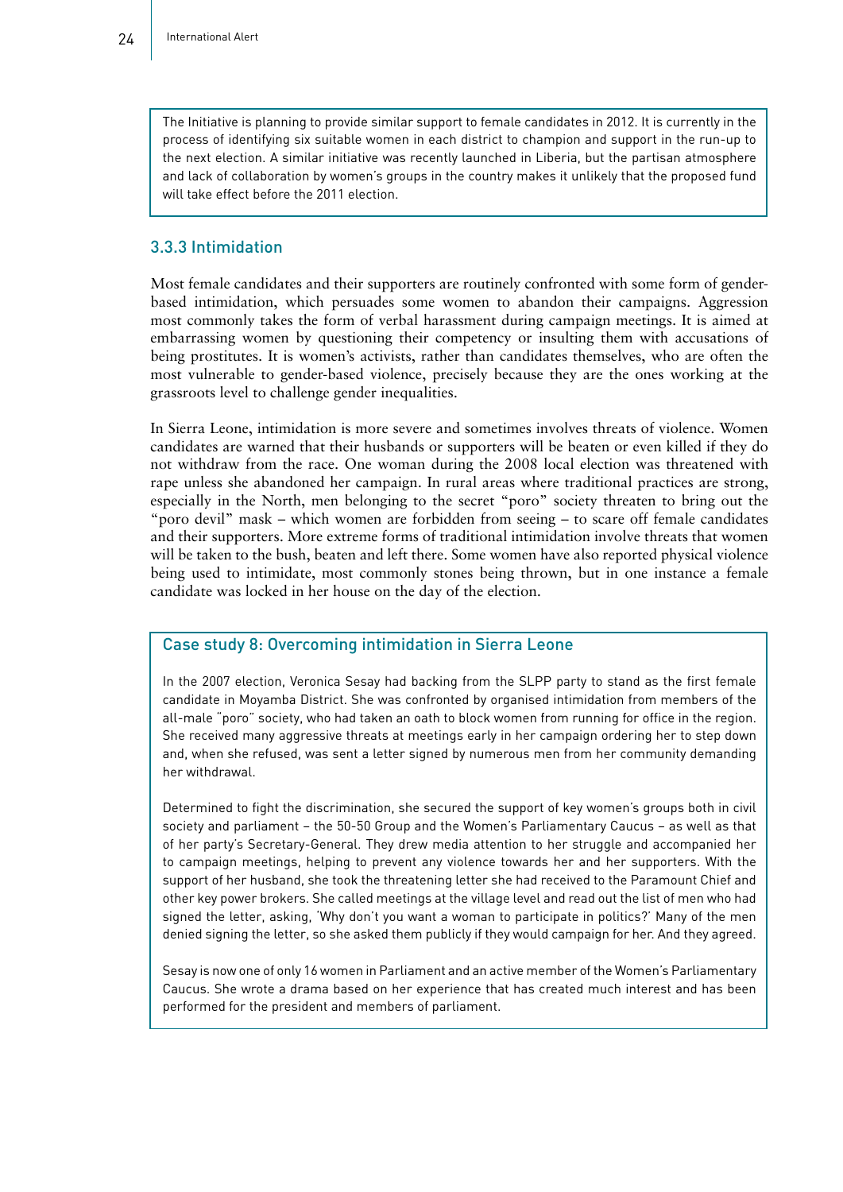The Initiative is planning to provide similar support to female candidates in 2012. It is currently in the process of identifying six suitable women in each district to champion and support in the run-up to the next election. A similar initiative was recently launched in Liberia, but the partisan atmosphere and lack of collaboration by women's groups in the country makes it unlikely that the proposed fund will take effect before the 2011 election.

### 3.3.3 Intimidation

Most female candidates and their supporters are routinely confronted with some form of gender-based intimidation, which persuades some women to abandon their campaigns. Aggression most commonly takes the form of verbal harassment during campaign meetings. It is aimed at embarrassing women by questioning their competency or insulting them with accusations of being prostitutes. It is women's activists, rather than candidates themselves, who are often the most vulnerable to gender-based violence, precisely because they are the ones working at the grassroots level to challenge gender inequalities.

In Sierra Leone, intimidation is more severe and sometimes involves threats of violence. Women candidates are warned that their husbands or supporters will be beaten or even killed if they do not withdraw from the race. One woman during the 2008 local election was threatened with rape unless she abandoned her campaign. In rural areas where traditional practices are strong, especially in the North, men belonging to the secret "poro" society threaten to bring out the "poro devil" mask – which women are forbidden from seeing – to scare off female candidates and their supporters. More extreme forms of traditional intimidation involve threats that women will be taken to the bush, beaten and left there. Some women have also reported physical violence being used to intimidate, most commonly stones being thrown, but in one instance a female candidate was locked in her house on the day of the election.

#### Case study 8: Overcoming intimidation in Sierra Leone

In the 2007 election, Veronica Sesay had backing from the SLPP party to stand as the first female candidate in Moyamba District. She was confronted by organised intimidation from members of the all-male "poro" society, who had taken an oath to block women from running for office in the region. She received many aggressive threats at meetings early in her campaign ordering her to step down and, when she refused, was sent a letter signed by numerous men from her community demanding her withdrawal.

Determined to fight the discrimination, she secured the support of key women's groups both in civil society and parliament – the 50-50 Group and the Women's Parliamentary Caucus – as well as that of her party's Secretary-General. They drew media attention to her struggle and accompanied her to campaign meetings, helping to prevent any violence towards her and her supporters. With the support of her husband, she took the threatening letter she had received to the Paramount Chief and other key power brokers. She called meetings at the village level and read out the list of men who had signed the letter, asking, 'Why don't you want a woman to participate in politics?' Many of the men denied signing the letter, so she asked them publicly if they would campaign for her. And they agreed.

Sesay is now one of only 16 women in Parliament and an active member of the Women's Parliamentary Caucus. She wrote a drama based on her experience that has created much interest and has been performed for the president and members of parliament.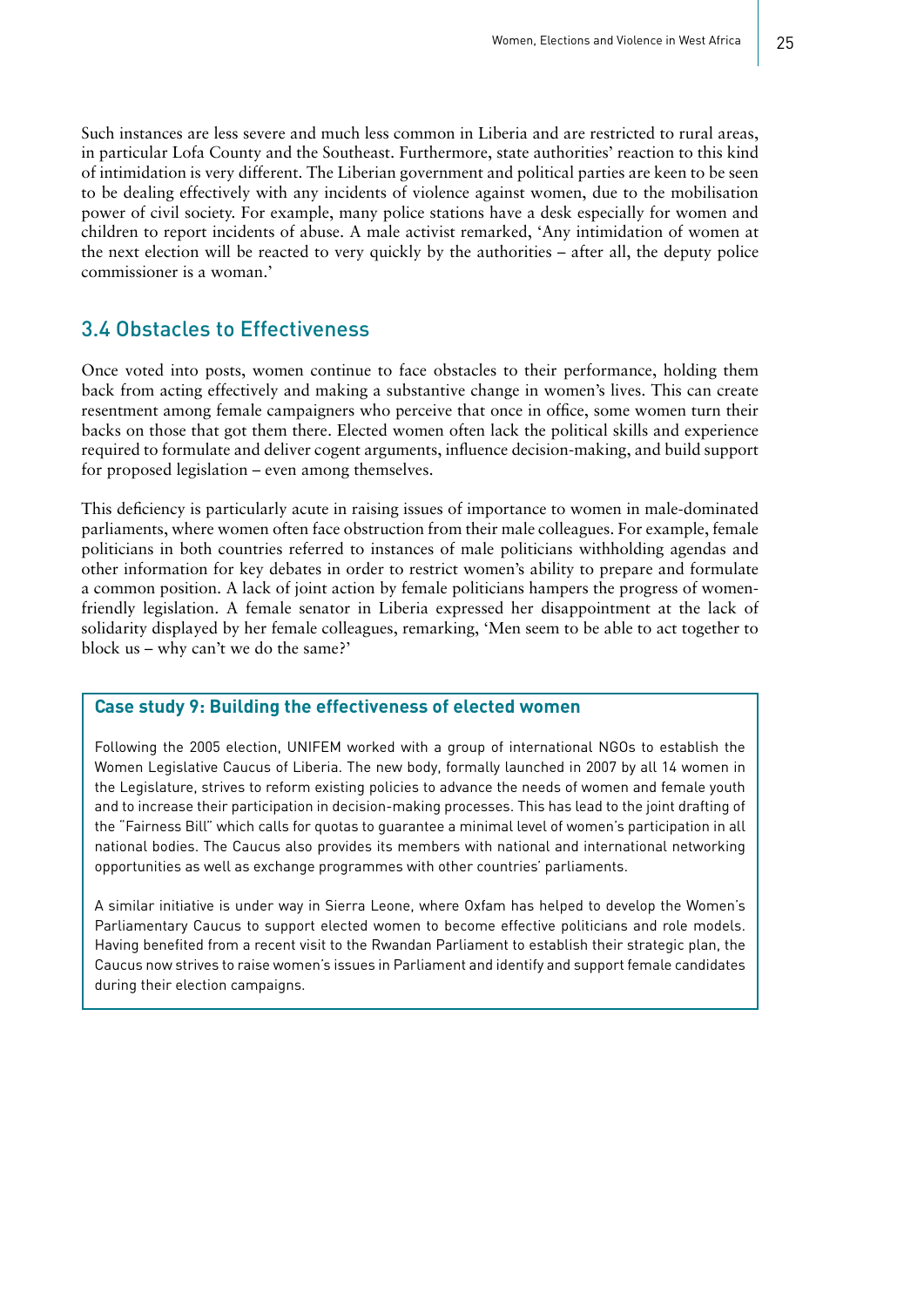Such instances are less severe and much less common in Liberia and are restricted to rural areas, in particular Lofa County and the Southeast. Furthermore, state authorities' reaction to this kind of intimidation is very different. The Liberian government and political parties are keen to be seen to be dealing effectively with any incidents of violence against women, due to the mobilisation power of civil society. For example, many police stations have a desk especially for women and children to report incidents of abuse. A male activist remarked, 'Any intimidation of women at the next election will be reacted to very quickly by the authorities – after all, the deputy police commissioner is a woman.'

## 3.4 Obstacles to Effectiveness

Once voted into posts, women continue to face obstacles to their performance, holding them back from acting effectively and making a substantive change in women's lives. This can create resentment among female campaigners who perceive that once in office, some women turn their backs on those that got them there. Elected women often lack the political skills and experience required to formulate and deliver cogent arguments, influence decision-making, and build support for proposed legislation – even among themselves.

This deficiency is particularly acute in raising issues of importance to women in male-dominated parliaments, where women often face obstruction from their male colleagues. For example, female politicians in both countries referred to instances of male politicians withholding agendas and other information for key debates in order to restrict women's ability to prepare and formulate a common position. A lack of joint action by female politicians hampers the progress of women-friendly legislation. A female senator in Liberia expressed her disappointment at the lack of solidarity displayed by her female colleagues, remarking, 'Men seem to be able to act together to block us – why can't we do the same?'

**Case study 9: Building the effectiveness of elected women**

Following the 2005 election, UNIFEM worked with a group of international NGOs to establish the Women Legislative Caucus of Liberia. The new body, formally launched in 2007 by all 14 women in the Legislature, strives to reform existing policies to advance the needs of women and female youth and to increase their participation in decision-making processes. This has lead to the joint drafting of the "Fairness Bill" which calls for quotas to guarantee a minimal level of women's participation in all national bodies. The Caucus also provides its members with national and international networking opportunities as well as exchange programmes with other countries' parliaments.

A similar initiative is under way in Sierra Leone, where Oxfam has helped to develop the Women's Parliamentary Caucus to support elected women to become effective politicians and role models. Having benefited from a recent visit to the Rwandan Parliament to establish their strategic plan, the Caucus now strives to raise women's issues in Parliament and identify and support female candidates during their election campaigns.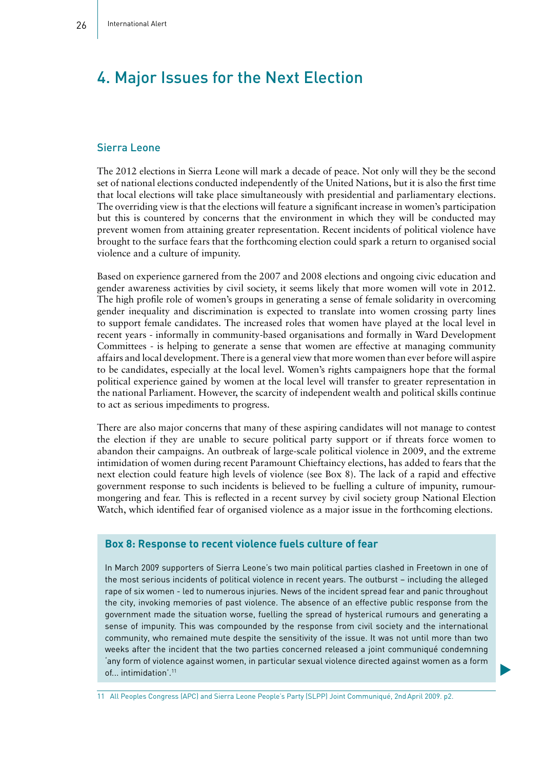# 4. Major Issues for the Next Election

## Sierra Leone

The 2012 elections in Sierra Leone will mark a decade of peace. Not only will they be the second set of national elections conducted independently of the United Nations, but it is also the first time that local elections will take place simultaneously with presidential and parliamentary elections. The overriding view is that the elections will feature a significant increase in women's participation but this is countered by concerns that the environment in which they will be conducted may prevent women from attaining greater representation. Recent incidents of political violence have brought to the surface fears that the forthcoming election could spark a return to organised social violence and a culture of impunity.

Based on experience garnered from the 2007 and 2008 elections and ongoing civic education and gender awareness activities by civil society, it seems likely that more women will vote in 2012. The high profile role of women's groups in generating a sense of female solidarity in overcoming gender inequality and discrimination is expected to translate into women crossing party lines to support female candidates. The increased roles that women have played at the local level in recent years - informally in community-based organisations and formally in Ward Development Committees - is helping to generate a sense that women are effective at managing community affairs and local development. There is a general view that more women than ever before will aspire to be candidates, especially at the local level. Women's rights campaigners hope that the formal political experience gained by women at the local level will transfer to greater representation in the national Parliament. However, the scarcity of independent wealth and political skills continue to act as serious impediments to progress.

There are also major concerns that many of these aspiring candidates will not manage to contest the election if they are unable to secure political party support or if threats force women to abandon their campaigns. An outbreak of large-scale political violence in 2009, and the extreme intimidation of women during recent Paramount Chieftaincy elections, has added to fears that the next election could feature high levels of violence (see Box 8). The lack of a rapid and effective government response to such incidents is believed to be fuelling a culture of impunity, rumour-mongering and fear. This is reflected in a recent survey by civil society group National Election Watch, which identified fear of organised violence as a major issue in the forthcoming elections.

### Box 8: Response to recent violence fuels culture of fear

In March 2009 supporters of Sierra Leone's two main political parties clashed in Freetown in one of the most serious incidents of political violence in recent years. The outburst – including the alleged rape of six women - led to numerous injuries. News of the incident spread fear and panic throughout the city, invoking memories of past violence. The absence of an effective public response from the government made the situation worse, fuelling the spread of hysterical rumours and generating a sense of impunity. This was compounded by the response from civil society and the international community, who remained mute despite the sensitivity of the issue. It was not until more than two weeks after the incident that the two parties concerned released a joint communiqué condemning 'any form of violence against women, in particular sexual violence directed against women as a form of... intimidation'.[11]

---

11 All Peoples Congress (APC) and Sierra Leone People's Party (SLPP) Joint Communiqué, 2nd April 2009. p2.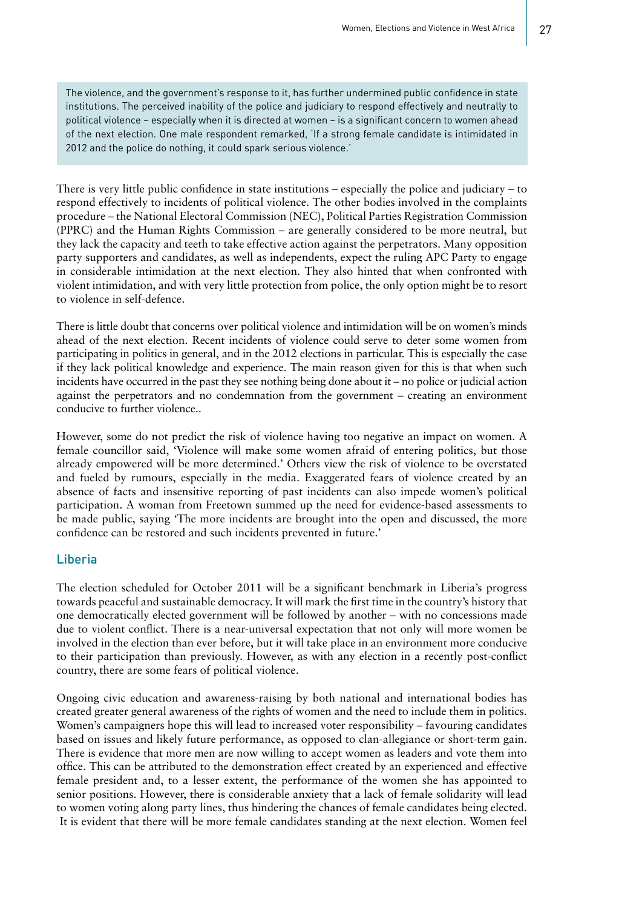> The violence, and the government's response to it, has further undermined public confidence in state institutions. The perceived inability of the police and judiciary to respond effectively and neutrally to political violence – especially when it is directed at women – is a significant concern to women ahead of the next election. One male respondent remarked, 'If a strong female candidate is intimidated in 2012 and the police do nothing, it could spark serious violence.'

There is very little public confidence in state institutions – especially the police and judiciary – to respond effectively to incidents of political violence. The other bodies involved in the complaints procedure – the National Electoral Commission (NEC), Political Parties Registration Commission (PPRC) and the Human Rights Commission – are generally considered to be more neutral, but they lack the capacity and teeth to take effective action against the perpetrators. Many opposition party supporters and candidates, as well as independents, expect the ruling APC Party to engage in considerable intimidation at the next election. They also hinted that when confronted with violent intimidation, and with very little protection from police, the only option might be to resort to violence in self-defence.

There is little doubt that concerns over political violence and intimidation will be on women's minds ahead of the next election. Recent incidents of violence could serve to deter some women from participating in politics in general, and in the 2012 elections in particular. This is especially the case if they lack political knowledge and experience. The main reason given for this is that when such incidents have occurred in the past they see nothing being done about it – no police or judicial action against the perpetrators and no condemnation from the government – creating an environment conducive to further violence..

However, some do not predict the risk of violence having too negative an impact on women. A female councillor said, 'Violence will make some women afraid of entering politics, but those already empowered will be more determined.' Others view the risk of violence to be overstated and fueled by rumours, especially in the media. Exaggerated fears of violence created by an absence of facts and insensitive reporting of past incidents can also impede women's political participation. A woman from Freetown summed up the need for evidence-based assessments to be made public, saying 'The more incidents are brought into the open and discussed, the more confidence can be restored and such incidents prevented in future.'

## Liberia

The election scheduled for October 2011 will be a significant benchmark in Liberia's progress towards peaceful and sustainable democracy. It will mark the first time in the country's history that one democratically elected government will be followed by another – with no concessions made due to violent conflict. There is a near-universal expectation that not only will more women be involved in the election than ever before, but it will take place in an environment more conducive to their participation than previously. However, as with any election in a recently post-conflict country, there are some fears of political violence.

Ongoing civic education and awareness-raising by both national and international bodies has created greater general awareness of the rights of women and the need to include them in politics. Women's campaigners hope this will lead to increased voter responsibility – favouring candidates based on issues and likely future performance, as opposed to clan-allegiance or short-term gain. There is evidence that more men are now willing to accept women as leaders and vote them into office. This can be attributed to the demonstration effect created by an experienced and effective female president and, to a lesser extent, the performance of the women she has appointed to senior positions. However, there is considerable anxiety that a lack of female solidarity will lead to women voting along party lines, thus hindering the chances of female candidates being elected. It is evident that there will be more female candidates standing at the next election. Women feel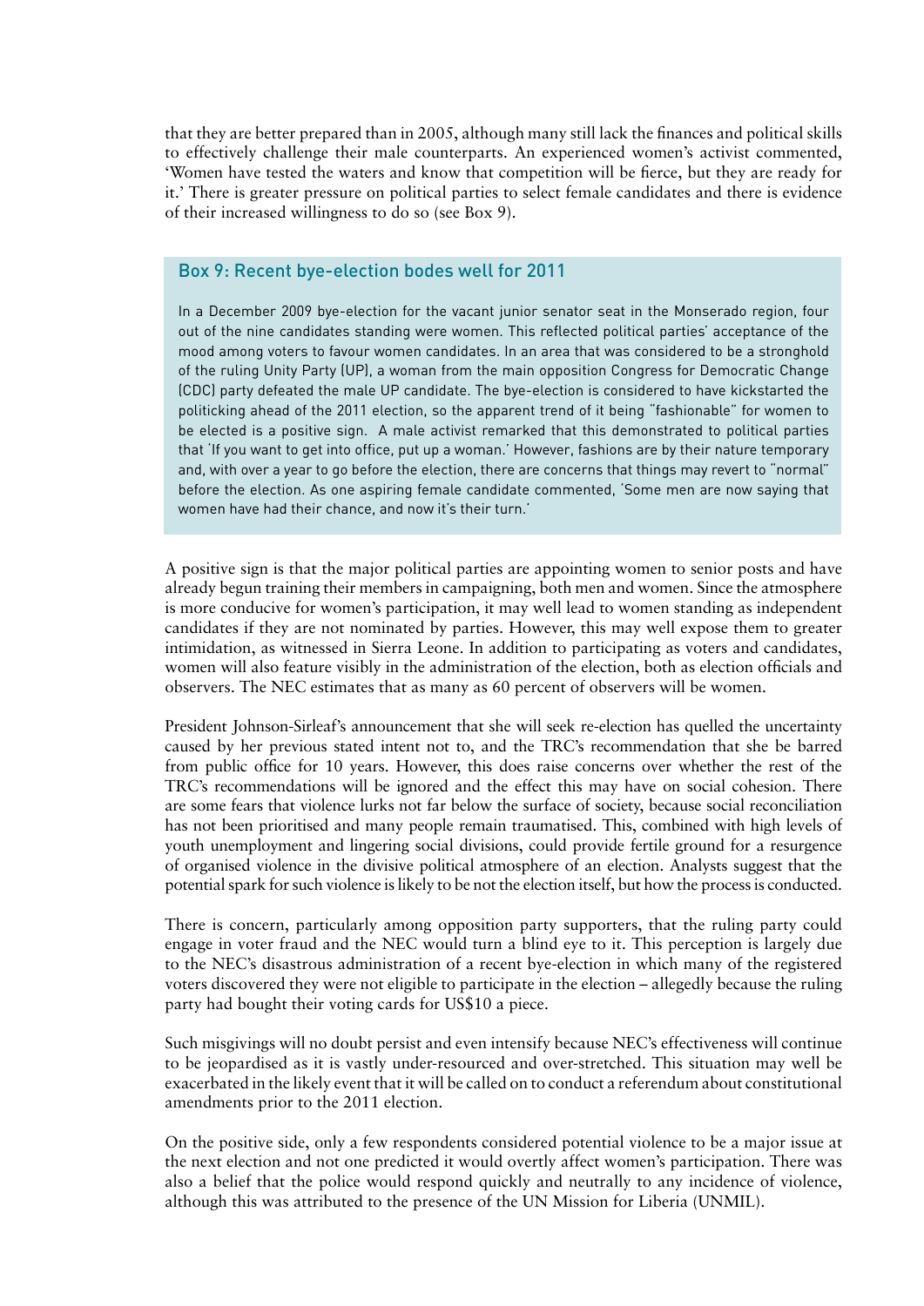that they are better prepared than in 2005, although many still lack the finances and political skills to effectively challenge their male counterparts. An experienced women's activist commented, 'Women have tested the waters and know that competition will be fierce, but they are ready for it.' There is greater pressure on political parties to select female candidates and there is evidence of their increased willingness to do so (see Box 9).

### Box 9: Recent bye-election bodes well for 2011

In a December 2009 bye-election for the vacant junior senator seat in the Monserado region, four out of the nine candidates standing were women. This reflected political parties' acceptance of the mood among voters to favour women candidates. In an area that was considered to be a stronghold of the ruling Unity Party (UP), a woman from the main opposition Congress for Democratic Change (CDC) party defeated the male UP candidate. The bye-election is considered to have kickstarted the politicking ahead of the 2011 election, so the apparent trend of it being "fashionable" for women to be elected is a positive sign. A male activist remarked that this demonstrated to political parties that 'If you want to get into office, put up a woman.' However, fashions are by their nature temporary and, with over a year to go before the election, there are concerns that things may revert to "normal" before the election. As one aspiring female candidate commented, 'Some men are now saying that women have had their chance, and now it's their turn.'

A positive sign is that the major political parties are appointing women to senior posts and have already begun training their members in campaigning, both men and women. Since the atmosphere is more conducive for women's participation, it may well lead to women standing as independent candidates if they are not nominated by parties. However, this may well expose them to greater intimidation, as witnessed in Sierra Leone. In addition to participating as voters and candidates, women will also feature visibly in the administration of the election, both as election officials and observers. The NEC estimates that as many as 60 percent of observers will be women.

President Johnson-Sirleaf's announcement that she will seek re-election has quelled the uncertainty caused by her previous stated intent not to, and the TRC's recommendation that she be barred from public office for 10 years. However, this does raise concerns over whether the rest of the TRC's recommendations will be ignored and the effect this may have on social cohesion. There are some fears that violence lurks not far below the surface of society, because social reconciliation has not been prioritised and many people remain traumatised. This, combined with high levels of youth unemployment and lingering social divisions, could provide fertile ground for a resurgence of organised violence in the divisive political atmosphere of an election. Analysts suggest that the potential spark for such violence is likely to be not the election itself, but how the process is conducted.

There is concern, particularly among opposition party supporters, that the ruling party could engage in voter fraud and the NEC would turn a blind eye to it. This perception is largely due to the NEC's disastrous administration of a recent bye-election in which many of the registered voters discovered they were not eligible to participate in the election – allegedly because the ruling party had bought their voting cards for US$10 a piece.

Such misgivings will no doubt persist and even intensify because NEC's effectiveness will continue to be jeopardised as it is vastly under-resourced and over-stretched. This situation may well be exacerbated in the likely event that it will be called on to conduct a referendum about constitutional amendments prior to the 2011 election.

On the positive side, only a few respondents considered potential violence to be a major issue at the next election and not one predicted it would overtly affect women's participation. There was also a belief that the police would respond quickly and neutrally to any incidence of violence, although this was attributed to the presence of the UN Mission for Liberia (UNMIL).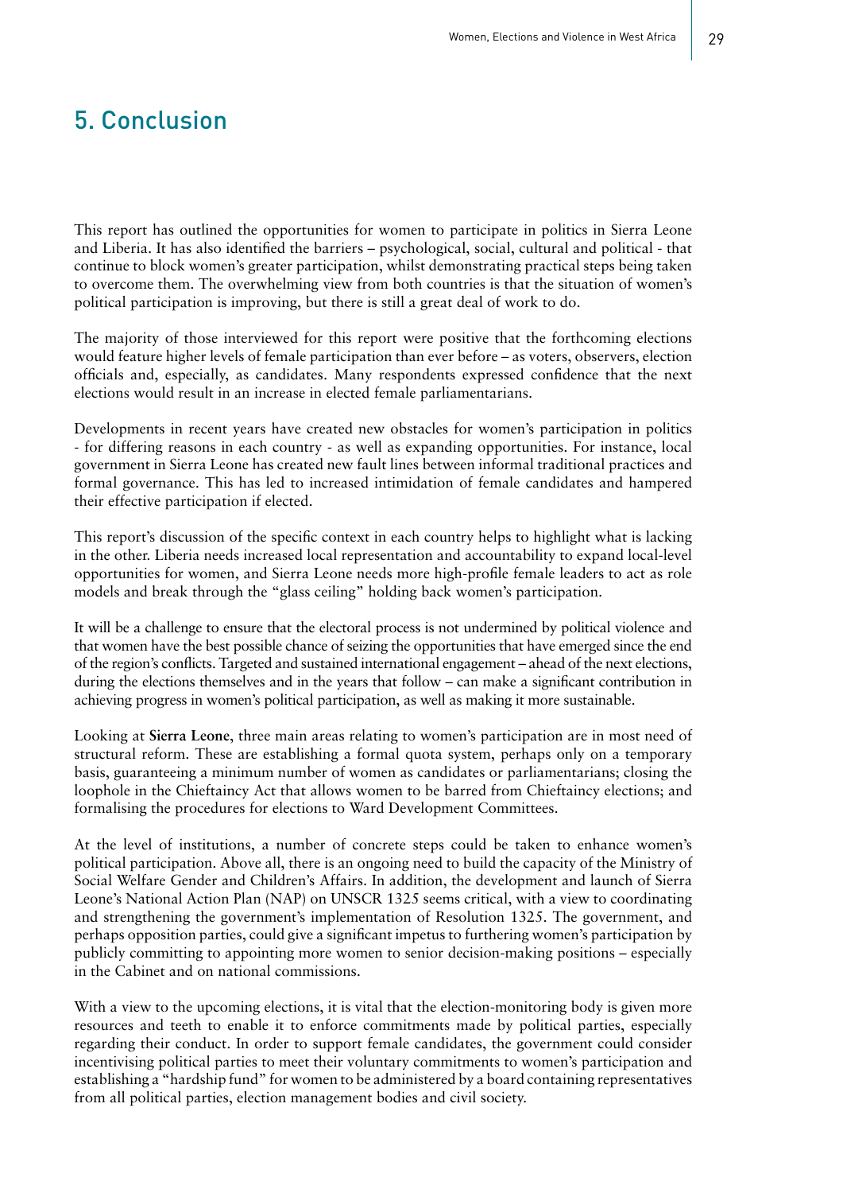# 5. Conclusion

This report has outlined the opportunities for women to participate in politics in Sierra Leone and Liberia. It has also identified the barriers – psychological, social, cultural and political - that continue to block women's greater participation, whilst demonstrating practical steps being taken to overcome them. The overwhelming view from both countries is that the situation of women's political participation is improving, but there is still a great deal of work to do.

The majority of those interviewed for this report were positive that the forthcoming elections would feature higher levels of female participation than ever before – as voters, observers, election officials and, especially, as candidates. Many respondents expressed confidence that the next elections would result in an increase in elected female parliamentarians.

Developments in recent years have created new obstacles for women's participation in politics - for differing reasons in each country - as well as expanding opportunities. For instance, local government in Sierra Leone has created new fault lines between informal traditional practices and formal governance. This has led to increased intimidation of female candidates and hampered their effective participation if elected.

This report's discussion of the specific context in each country helps to highlight what is lacking in the other. Liberia needs increased local representation and accountability to expand local-level opportunities for women, and Sierra Leone needs more high-profile female leaders to act as role models and break through the "glass ceiling" holding back women's participation.

It will be a challenge to ensure that the electoral process is not undermined by political violence and that women have the best possible chance of seizing the opportunities that have emerged since the end of the region's conflicts. Targeted and sustained international engagement – ahead of the next elections, during the elections themselves and in the years that follow – can make a significant contribution in achieving progress in women's political participation, as well as making it more sustainable.

Looking at **Sierra Leone**, three main areas relating to women's participation are in most need of structural reform. These are establishing a formal quota system, perhaps only on a temporary basis, guaranteeing a minimum number of women as candidates or parliamentarians; closing the loophole in the Chieftaincy Act that allows women to be barred from Chieftaincy elections; and formalising the procedures for elections to Ward Development Committees.

At the level of institutions, a number of concrete steps could be taken to enhance women's political participation. Above all, there is an ongoing need to build the capacity of the Ministry of Social Welfare Gender and Children's Affairs. In addition, the development and launch of Sierra Leone's National Action Plan (NAP) on UNSCR 1325 seems critical, with a view to coordinating and strengthening the government's implementation of Resolution 1325. The government, and perhaps opposition parties, could give a significant impetus to furthering women's participation by publicly committing to appointing more women to senior decision-making positions – especially in the Cabinet and on national commissions.

With a view to the upcoming elections, it is vital that the election-monitoring body is given more resources and teeth to enable it to enforce commitments made by political parties, especially regarding their conduct. In order to support female candidates, the government could consider incentivising political parties to meet their voluntary commitments to women's participation and establishing a "hardship fund" for women to be administered by a board containing representatives from all political parties, election management bodies and civil society.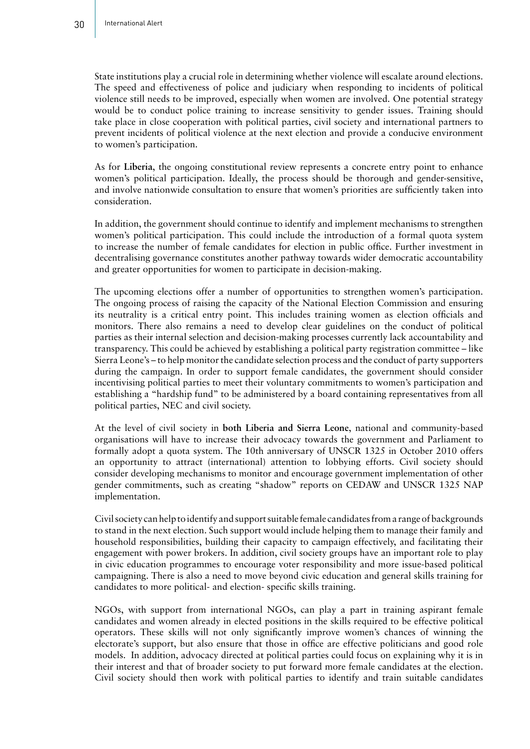State institutions play a crucial role in determining whether violence will escalate around elections. The speed and effectiveness of police and judiciary when responding to incidents of political violence still needs to be improved, especially when women are involved. One potential strategy would be to conduct police training to increase sensitivity to gender issues. Training should take place in close cooperation with political parties, civil society and international partners to prevent incidents of political violence at the next election and provide a conducive environment to women's participation.

As for **Liberia**, the ongoing constitutional review represents a concrete entry point to enhance women's political participation. Ideally, the process should be thorough and gender-sensitive, and involve nationwide consultation to ensure that women's priorities are sufficiently taken into consideration.

In addition, the government should continue to identify and implement mechanisms to strengthen women's political participation. This could include the introduction of a formal quota system to increase the number of female candidates for election in public office. Further investment in decentralising governance constitutes another pathway towards wider democratic accountability and greater opportunities for women to participate in decision-making.

The upcoming elections offer a number of opportunities to strengthen women's participation. The ongoing process of raising the capacity of the National Election Commission and ensuring its neutrality is a critical entry point. This includes training women as election officials and monitors. There also remains a need to develop clear guidelines on the conduct of political parties as their internal selection and decision-making processes currently lack accountability and transparency. This could be achieved by establishing a political party registration committee – like Sierra Leone's – to help monitor the candidate selection process and the conduct of party supporters during the campaign. In order to support female candidates, the government should consider incentivising political parties to meet their voluntary commitments to women's participation and establishing a "hardship fund" to be administered by a board containing representatives from all political parties, NEC and civil society.

At the level of civil society in **both Liberia and Sierra Leone**, national and community-based organisations will have to increase their advocacy towards the government and Parliament to formally adopt a quota system. The 10th anniversary of UNSCR 1325 in October 2010 offers an opportunity to attract (international) attention to lobbying efforts. Civil society should consider developing mechanisms to monitor and encourage government implementation of other gender commitments, such as creating "shadow" reports on CEDAW and UNSCR 1325 NAP implementation.

Civil society can help to identify and support suitable female candidates from a range of backgrounds to stand in the next election. Such support would include helping them to manage their family and household responsibilities, building their capacity to campaign effectively, and facilitating their engagement with power brokers. In addition, civil society groups have an important role to play in civic education programmes to encourage voter responsibility and more issue-based political campaigning. There is also a need to move beyond civic education and general skills training for candidates to more political- and election- specific skills training.

NGOs, with support from international NGOs, can play a part in training aspirant female candidates and women already in elected positions in the skills required to be effective political operators. These skills will not only significantly improve women's chances of winning the electorate's support, but also ensure that those in office are effective politicians and good role models. In addition, advocacy directed at political parties could focus on explaining why it is in their interest and that of broader society to put forward more female candidates at the election. Civil society should then work with political parties to identify and train suitable candidates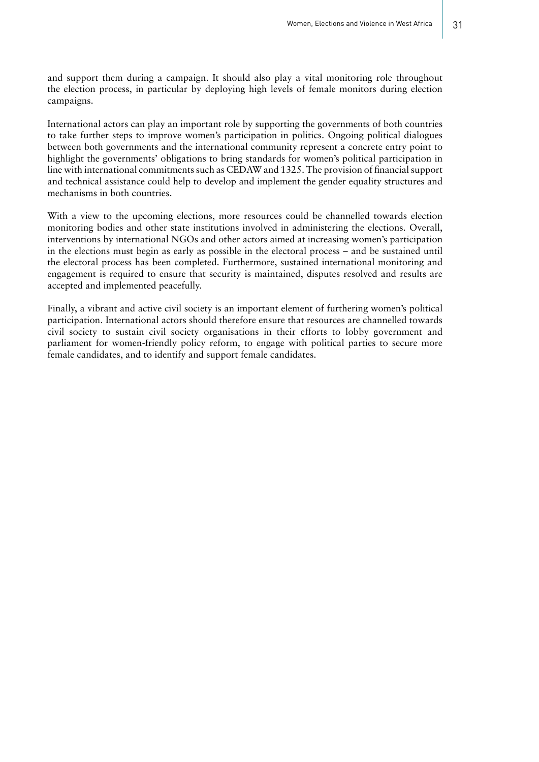and support them during a campaign. It should also play a vital monitoring role throughout the election process, in particular by deploying high levels of female monitors during election campaigns.

International actors can play an important role by supporting the governments of both countries to take further steps to improve women's participation in politics. Ongoing political dialogues between both governments and the international community represent a concrete entry point to highlight the governments' obligations to bring standards for women's political participation in line with international commitments such as CEDAW and 1325. The provision of financial support and technical assistance could help to develop and implement the gender equality structures and mechanisms in both countries.

With a view to the upcoming elections, more resources could be channelled towards election monitoring bodies and other state institutions involved in administering the elections. Overall, interventions by international NGOs and other actors aimed at increasing women's participation in the elections must begin as early as possible in the electoral process – and be sustained until the electoral process has been completed. Furthermore, sustained international monitoring and engagement is required to ensure that security is maintained, disputes resolved and results are accepted and implemented peacefully.

Finally, a vibrant and active civil society is an important element of furthering women's political participation. International actors should therefore ensure that resources are channelled towards civil society to sustain civil society organisations in their efforts to lobby government and parliament for women-friendly policy reform, to engage with political parties to secure more female candidates, and to identify and support female candidates.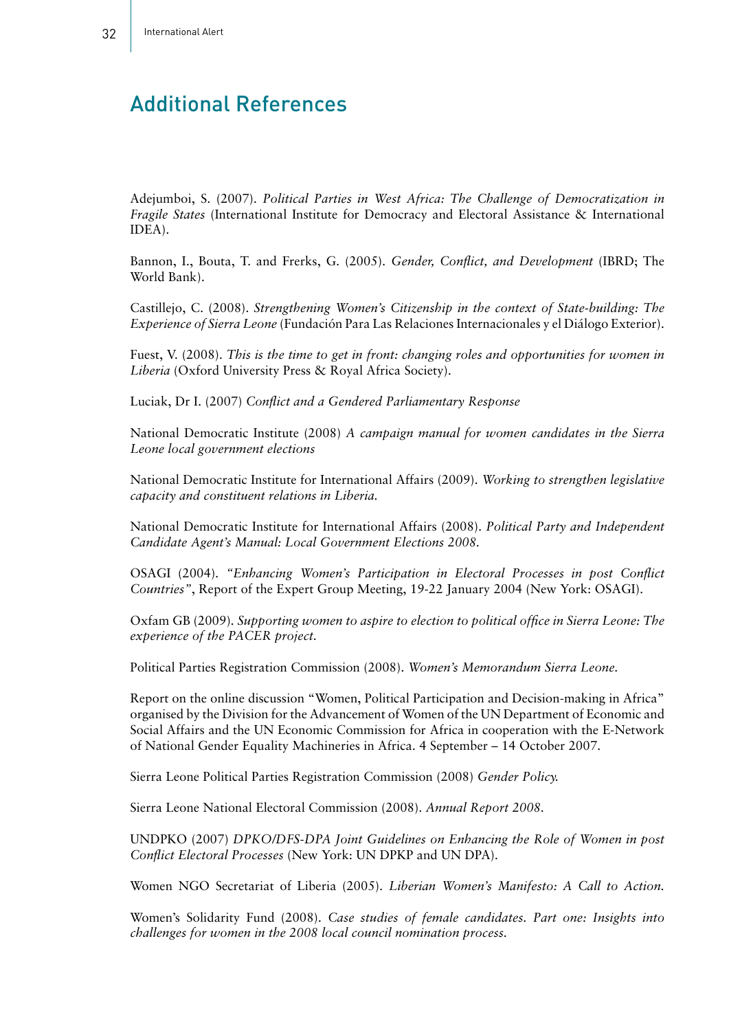# Additional References

Adejumboi, S. (2007). *Political Parties in West Africa: The Challenge of Democratization in Fragile States* (International Institute for Democracy and Electoral Assistance & International IDEA).

Bannon, I., Bouta, T. and Frerks, G. (2005). *Gender, Conflict, and Development* (IBRD; The World Bank).

Castillejo, C. (2008). *Strengthening Women's Citizenship in the context of State-building: The Experience of Sierra Leone* (Fundación Para Las Relaciones Internacionales y el Diálogo Exterior).

Fuest, V. (2008). *This is the time to get in front: changing roles and opportunities for women in Liberia* (Oxford University Press & Royal Africa Society).

Luciak, Dr I. (2007) *Conflict and a Gendered Parliamentary Response*

National Democratic Institute (2008) *A campaign manual for women candidates in the Sierra Leone local government elections*

National Democratic Institute for International Affairs (2009). *Working to strengthen legislative capacity and constituent relations in Liberia.*

National Democratic Institute for International Affairs (2008). *Political Party and Independent Candidate Agent's Manual: Local Government Elections 2008.*

OSAGI (2004). *"Enhancing Women's Participation in Electoral Processes in post Conflict Countries"*, Report of the Expert Group Meeting, 19-22 January 2004 (New York: OSAGI).

Oxfam GB (2009). *Supporting women to aspire to election to political office in Sierra Leone: The experience of the PACER project.*

Political Parties Registration Commission (2008). *Women's Memorandum Sierra Leone.*

Report on the online discussion "Women, Political Participation and Decision-making in Africa" organised by the Division for the Advancement of Women of the UN Department of Economic and Social Affairs and the UN Economic Commission for Africa in cooperation with the E-Network of National Gender Equality Machineries in Africa. 4 September – 14 October 2007.

Sierra Leone Political Parties Registration Commission (2008) *Gender Policy.*

Sierra Leone National Electoral Commission (2008). *Annual Report 2008.*

UNDPKO (2007) *DPKO/DFS-DPA Joint Guidelines on Enhancing the Role of Women in post Conflict Electoral Processes* (New York: UN DPKP and UN DPA).

Women NGO Secretariat of Liberia (2005). *Liberian Women's Manifesto: A Call to Action.*

Women's Solidarity Fund (2008). *Case studies of female candidates. Part one: Insights into challenges for women in the 2008 local council nomination process.*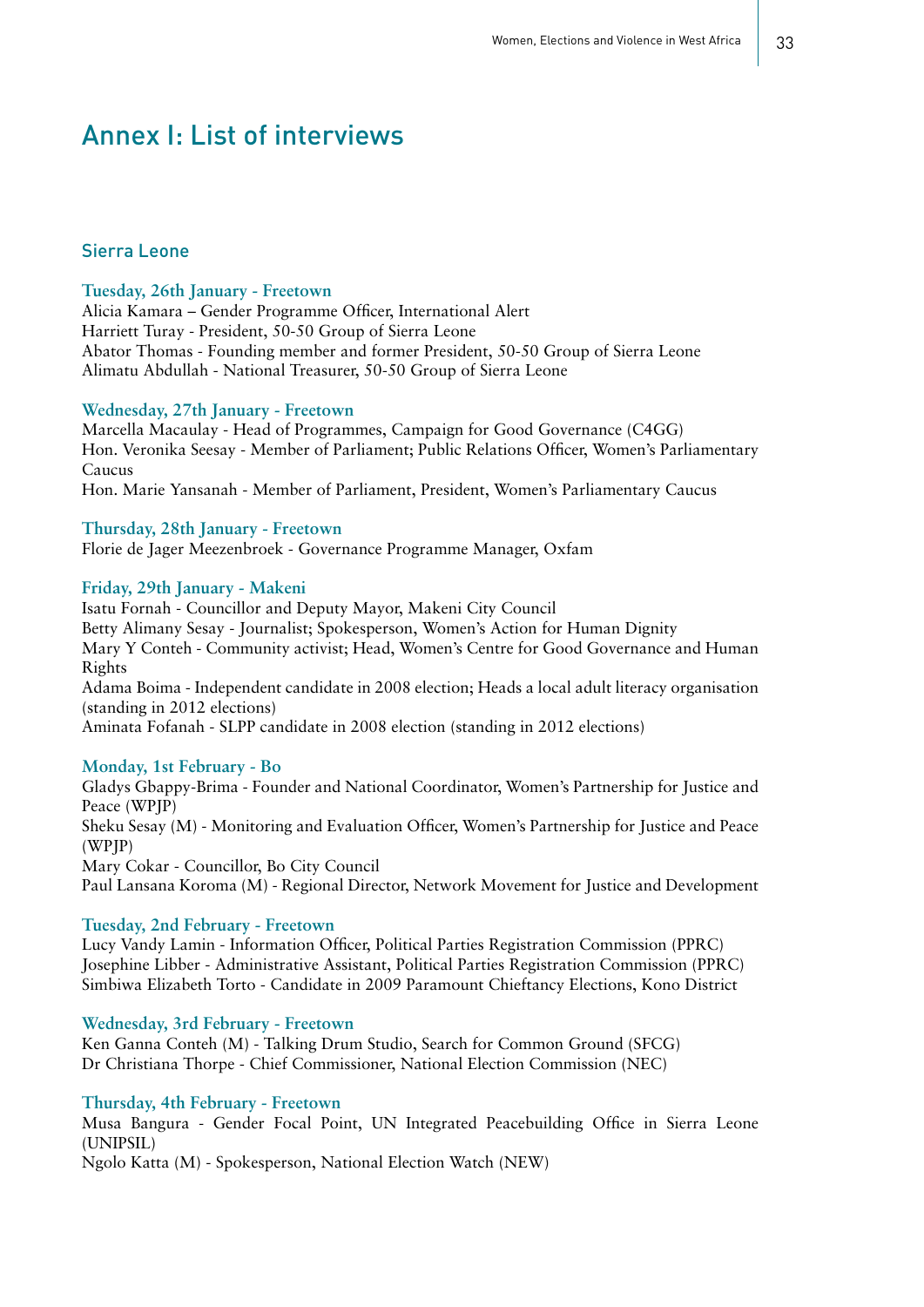# Annex I: List of interviews

## Sierra Leone

### Tuesday, 26th January - Freetown

Alicia Kamara – Gender Programme Officer, International Alert
Harriett Turay - President, 50-50 Group of Sierra Leone
Abator Thomas - Founding member and former President, 50-50 Group of Sierra Leone
Alimatu Abdullah - National Treasurer, 50-50 Group of Sierra Leone

### Wednesday, 27th January - Freetown

Marcella Macaulay - Head of Programmes, Campaign for Good Governance (C4GG)
Hon. Veronika Seesay - Member of Parliament; Public Relations Officer, Women's Parliamentary Caucus
Hon. Marie Yansanah - Member of Parliament, President, Women's Parliamentary Caucus

### Thursday, 28th January - Freetown

Florie de Jager Meezenbroek - Governance Programme Manager, Oxfam

### Friday, 29th January - Makeni

Isatu Fornah - Councillor and Deputy Mayor, Makeni City Council
Betty Alimany Sesay - Journalist; Spokesperson, Women's Action for Human Dignity
Mary Y Conteh - Community activist; Head, Women's Centre for Good Governance and Human Rights
Adama Boima - Independent candidate in 2008 election; Heads a local adult literacy organisation (standing in 2012 elections)
Aminata Fofanah - SLPP candidate in 2008 election (standing in 2012 elections)

### Monday, 1st February - Bo

Gladys Gbappy-Brima - Founder and National Coordinator, Women's Partnership for Justice and Peace (WPJP)
Sheku Sesay (M) - Monitoring and Evaluation Officer, Women's Partnership for Justice and Peace (WPJP)
Mary Cokar - Councillor, Bo City Council
Paul Lansana Koroma (M) - Regional Director, Network Movement for Justice and Development

### Tuesday, 2nd February - Freetown

Lucy Vandy Lamin - Information Officer, Political Parties Registration Commission (PPRC)
Josephine Libber - Administrative Assistant, Political Parties Registration Commission (PPRC)
Simbiwa Elizabeth Torto - Candidate in 2009 Paramount Chieftancy Elections, Kono District

### Wednesday, 3rd February - Freetown

Ken Ganna Conteh (M) - Talking Drum Studio, Search for Common Ground (SFCG)
Dr Christiana Thorpe - Chief Commissioner, National Election Commission (NEC)

### Thursday, 4th February - Freetown

Musa Bangura - Gender Focal Point, UN Integrated Peacebuilding Office in Sierra Leone (UNIPSIL)
Ngolo Katta (M) - Spokesperson, National Election Watch (NEW)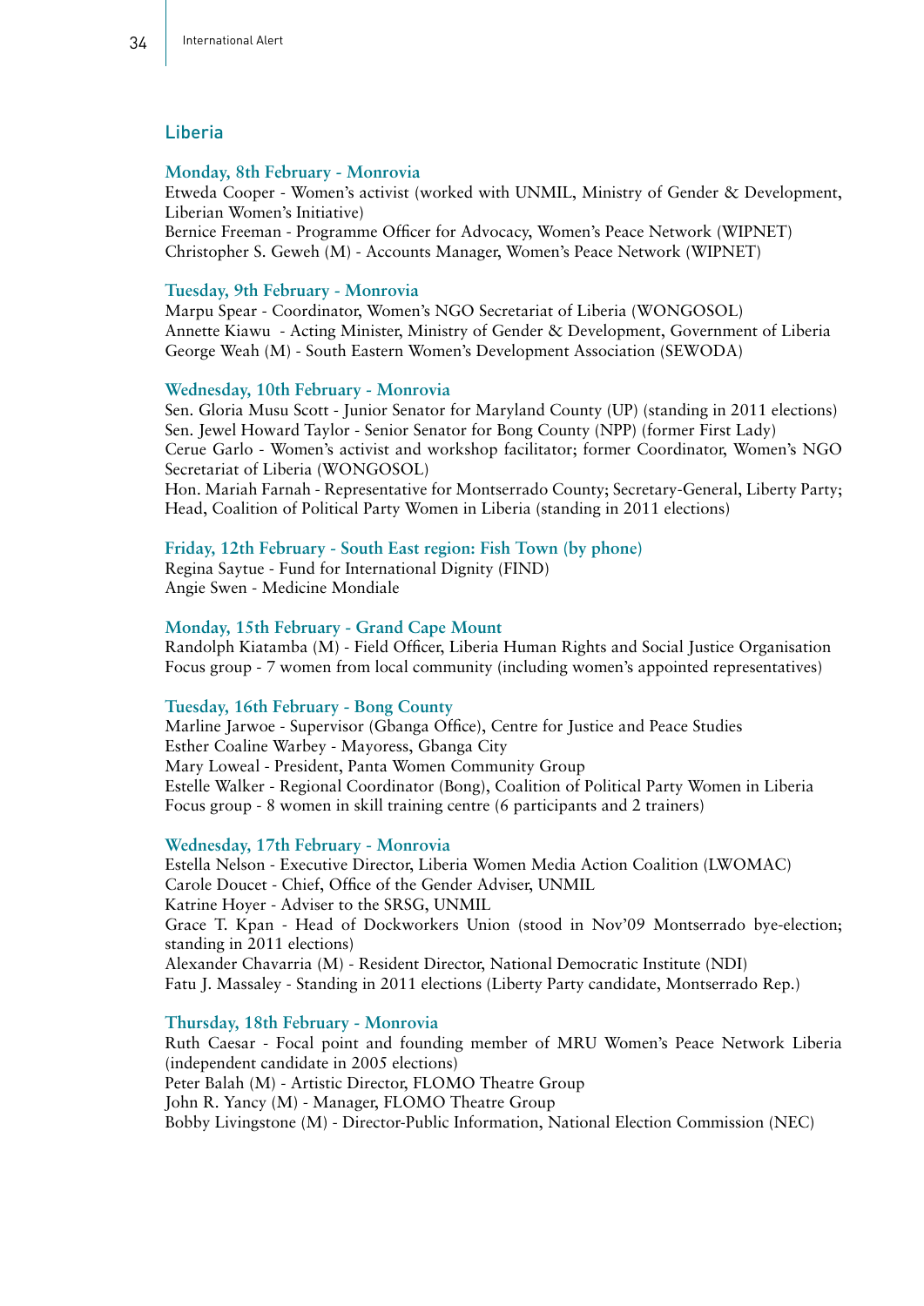## Liberia

### Monday, 8th February - Monrovia

Etweda Cooper - Women's activist (worked with UNMIL, Ministry of Gender & Development, Liberian Women's Initiative)
Bernice Freeman - Programme Officer for Advocacy, Women's Peace Network (WIPNET)
Christopher S. Geweh (M) - Accounts Manager, Women's Peace Network (WIPNET)

### Tuesday, 9th February - Monrovia

Marpu Spear - Coordinator, Women's NGO Secretariat of Liberia (WONGOSOL)
Annette Kiawu - Acting Minister, Ministry of Gender & Development, Government of Liberia
George Weah (M) - South Eastern Women's Development Association (SEWODA)

### Wednesday, 10th February - Monrovia

Sen. Gloria Musu Scott - Junior Senator for Maryland County (UP) (standing in 2011 elections)
Sen. Jewel Howard Taylor - Senior Senator for Bong County (NPP) (former First Lady)
Cerue Garlo - Women's activist and workshop facilitator; former Coordinator, Women's NGO Secretariat of Liberia (WONGOSOL)
Hon. Mariah Farnah - Representative for Montserrado County; Secretary-General, Liberty Party; Head, Coalition of Political Party Women in Liberia (standing in 2011 elections)

### Friday, 12th February - South East region: Fish Town (by phone)

Regina Saytue - Fund for International Dignity (FIND)
Angie Swen - Medicine Mondiale

### Monday, 15th February - Grand Cape Mount

Randolph Kiatamba (M) - Field Officer, Liberia Human Rights and Social Justice Organisation
Focus group - 7 women from local community (including women's appointed representatives)

### Tuesday, 16th February - Bong County

Marline Jarwoe - Supervisor (Gbanga Office), Centre for Justice and Peace Studies
Esther Coaline Warbey - Mayoress, Gbanga City
Mary Loweal - President, Panta Women Community Group
Estelle Walker - Regional Coordinator (Bong), Coalition of Political Party Women in Liberia
Focus group - 8 women in skill training centre (6 participants and 2 trainers)

### Wednesday, 17th February - Monrovia

Estella Nelson - Executive Director, Liberia Women Media Action Coalition (LWOMAC)
Carole Doucet - Chief, Office of the Gender Adviser, UNMIL
Katrine Hoyer - Adviser to the SRSG, UNMIL
Grace T. Kpan - Head of Dockworkers Union (stood in Nov'09 Montserrado bye-election; standing in 2011 elections)
Alexander Chavarria (M) - Resident Director, National Democratic Institute (NDI)
Fatu J. Massaley - Standing in 2011 elections (Liberty Party candidate, Montserrado Rep.)

### Thursday, 18th February - Monrovia

Ruth Caesar - Focal point and founding member of MRU Women's Peace Network Liberia (independent candidate in 2005 elections)
Peter Balah (M) - Artistic Director, FLOMO Theatre Group
John R. Yancy (M) - Manager, FLOMO Theatre Group
Bobby Livingstone (M) - Director-Public Information, National Election Commission (NEC)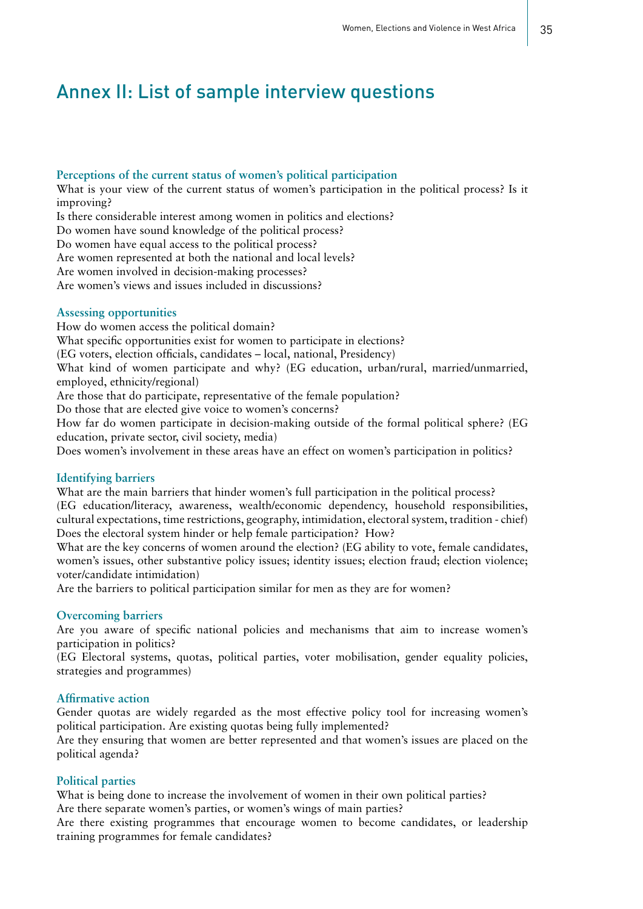# Annex II: List of sample interview questions

### Perceptions of the current status of women's political participation

What is your view of the current status of women's participation in the political process? Is it improving?
Is there considerable interest among women in politics and elections?
Do women have sound knowledge of the political process?
Do women have equal access to the political process?
Are women represented at both the national and local levels?
Are women involved in decision-making processes?
Are women's views and issues included in discussions?

### Assessing opportunities

How do women access the political domain?
What specific opportunities exist for women to participate in elections?
(EG voters, election officials, candidates – local, national, Presidency)
What kind of women participate and why? (EG education, urban/rural, married/unmarried, employed, ethnicity/regional)
Are those that do participate, representative of the female population?
Do those that are elected give voice to women's concerns?
How far do women participate in decision-making outside of the formal political sphere? (EG education, private sector, civil society, media)
Does women's involvement in these areas have an effect on women's participation in politics?

### Identifying barriers

What are the main barriers that hinder women's full participation in the political process?
(EG education/literacy, awareness, wealth/economic dependency, household responsibilities, cultural expectations, time restrictions, geography, intimidation, electoral system, tradition - chief)
Does the electoral system hinder or help female participation? How?
What are the key concerns of women around the election? (EG ability to vote, female candidates, women's issues, other substantive policy issues; identity issues; election fraud; election violence; voter/candidate intimidation)
Are the barriers to political participation similar for men as they are for women?

### Overcoming barriers

Are you aware of specific national policies and mechanisms that aim to increase women's participation in politics?
(EG Electoral systems, quotas, political parties, voter mobilisation, gender equality policies, strategies and programmes)

### Affirmative action

Gender quotas are widely regarded as the most effective policy tool for increasing women's political participation. Are existing quotas being fully implemented?
Are they ensuring that women are better represented and that women's issues are placed on the political agenda?

### Political parties

What is being done to increase the involvement of women in their own political parties?
Are there separate women's parties, or women's wings of main parties?
Are there existing programmes that encourage women to become candidates, or leadership training programmes for female candidates?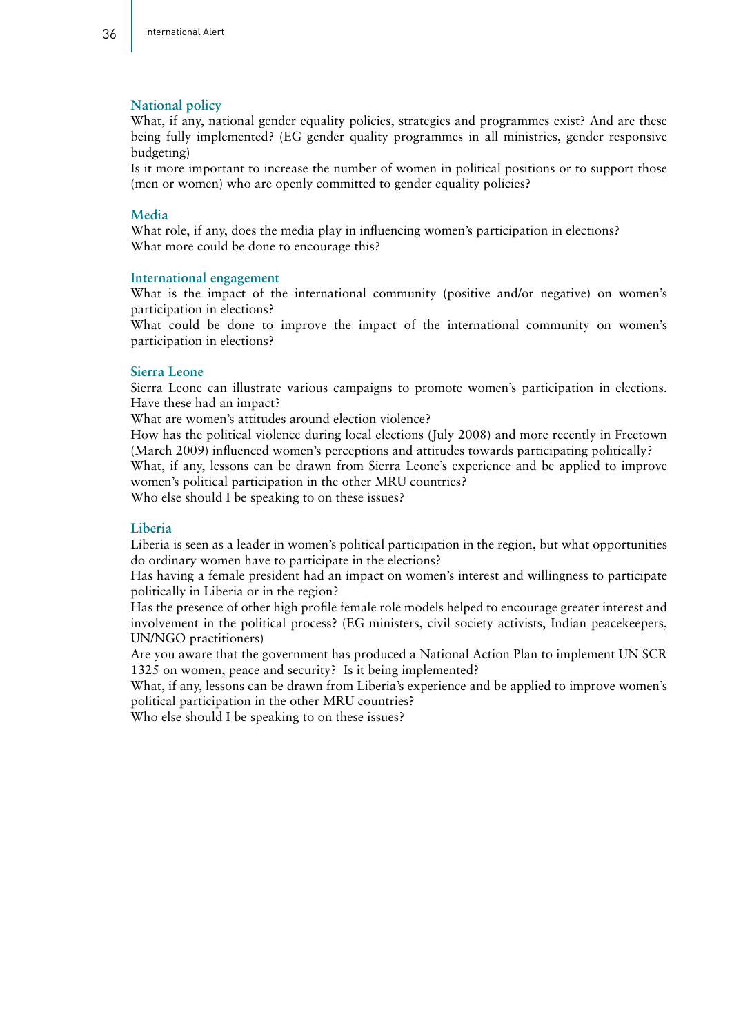### National policy

What, if any, national gender equality policies, strategies and programmes exist? And are these being fully implemented? (EG gender quality programmes in all ministries, gender responsive budgeting)

Is it more important to increase the number of women in political positions or to support those (men or women) who are openly committed to gender equality policies?

### Media

What role, if any, does the media play in influencing women's participation in elections?

What more could be done to encourage this?

### International engagement

What is the impact of the international community (positive and/or negative) on women's participation in elections?

What could be done to improve the impact of the international community on women's participation in elections?

### Sierra Leone

Sierra Leone can illustrate various campaigns to promote women's participation in elections. Have these had an impact?

What are women's attitudes around election violence?

How has the political violence during local elections (July 2008) and more recently in Freetown (March 2009) influenced women's perceptions and attitudes towards participating politically?

What, if any, lessons can be drawn from Sierra Leone's experience and be applied to improve women's political participation in the other MRU countries?

Who else should I be speaking to on these issues?

### Liberia

Liberia is seen as a leader in women's political participation in the region, but what opportunities do ordinary women have to participate in the elections?

Has having a female president had an impact on women's interest and willingness to participate politically in Liberia or in the region?

Has the presence of other high profile female role models helped to encourage greater interest and involvement in the political process? (EG ministers, civil society activists, Indian peacekeepers, UN/NGO practitioners)

Are you aware that the government has produced a National Action Plan to implement UN SCR 1325 on women, peace and security? Is it being implemented?

What, if any, lessons can be drawn from Liberia's experience and be applied to improve women's political participation in the other MRU countries?

Who else should I be speaking to on these issues?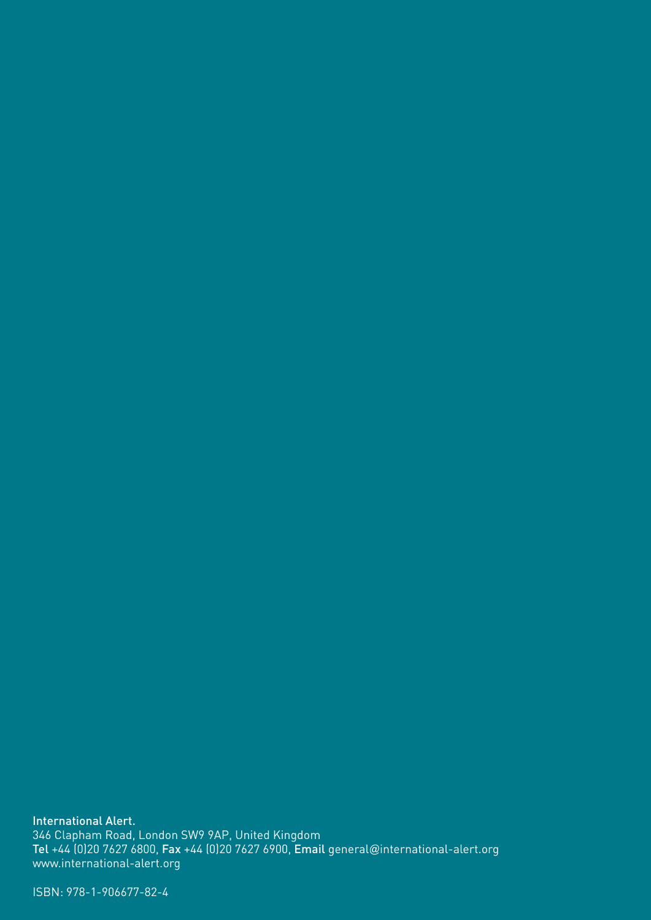**International Alert.**
346 Clapham Road, London SW9 9AP, United Kingdom
**Tel** +44 (0)20 7627 6800, **Fax** +44 (0)20 7627 6900, **Email** general@international-alert.org
www.international-alert.org

ISBN: 978-1-906677-82-4